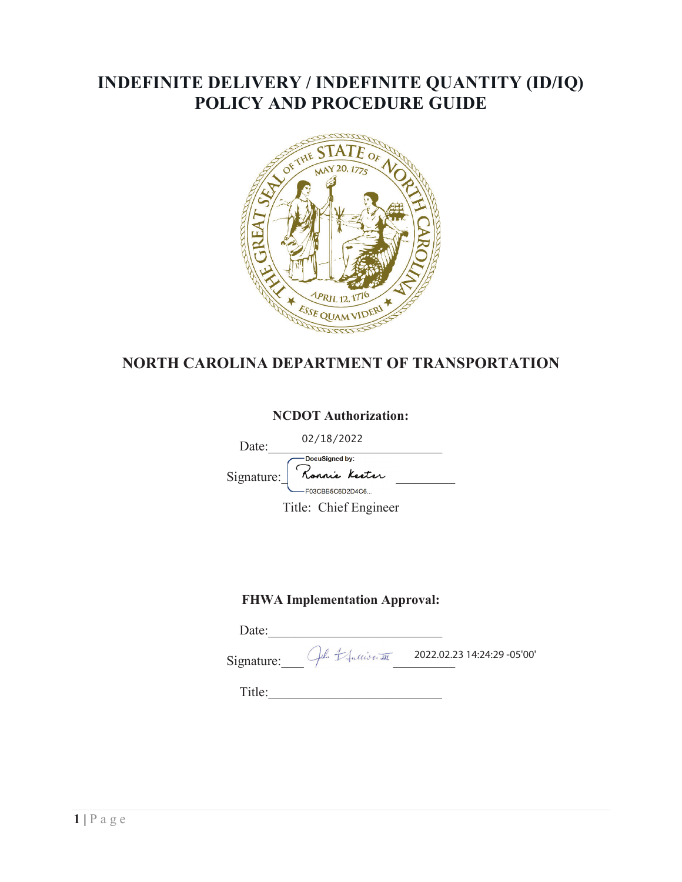# INDEFINITE DELIVERY / INDEFINITE QUANTITY (ID/IQ) POLICY AND PROCEDURE GUIDE

## NORTH CAROLINA DEPARTMENT OF TRANSPORTATION

**NCDOT Authorization:**

Date: 02/18/2022

Signature: DocuSigned by: Ronnie Keeter F03CBB5C6D2D4C6...

Title: Chief Engineer

**FHWA Implementation Approval:**

Date:

Signature: 2022.02.23 14:24:29 -05'00'

Title: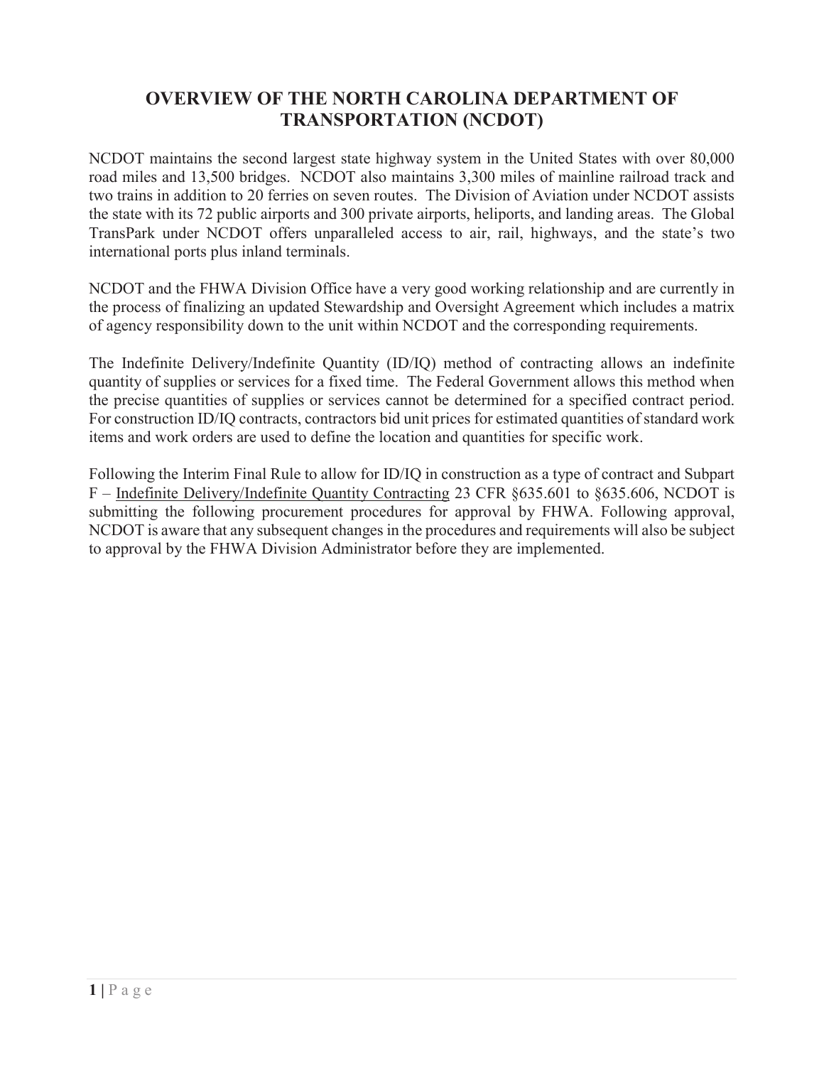# OVERVIEW OF THE NORTH CAROLINA DEPARTMENT OF TRANSPORTATION (NCDOT)

NCDOT maintains the second largest state highway system in the United States with over 80,000 road miles and 13,500 bridges. NCDOT also maintains 3,300 miles of mainline railroad track and two trains in addition to 20 ferries on seven routes. The Division of Aviation under NCDOT assists the state with its 72 public airports and 300 private airports, heliports, and landing areas. The Global TransPark under NCDOT offers unparalleled access to air, rail, highways, and the state's two international ports plus inland terminals.

NCDOT and the FHWA Division Office have a very good working relationship and are currently in the process of finalizing an updated Stewardship and Oversight Agreement which includes a matrix of agency responsibility down to the unit within NCDOT and the corresponding requirements.

The Indefinite Delivery/Indefinite Quantity (ID/IQ) method of contracting allows an indefinite quantity of supplies or services for a fixed time. The Federal Government allows this method when the precise quantities of supplies or services cannot be determined for a specified contract period. For construction ID/IQ contracts, contractors bid unit prices for estimated quantities of standard work items and work orders are used to define the location and quantities for specific work.

Following the Interim Final Rule to allow for ID/IQ in construction as a type of contract and Subpart F – Indefinite Delivery/Indefinite Quantity Contracting 23 CFR §635.601 to §635.606, NCDOT is submitting the following procurement procedures for approval by FHWA. Following approval, NCDOT is aware that any subsequent changes in the procedures and requirements will also be subject to approval by the FHWA Division Administrator before they are implemented.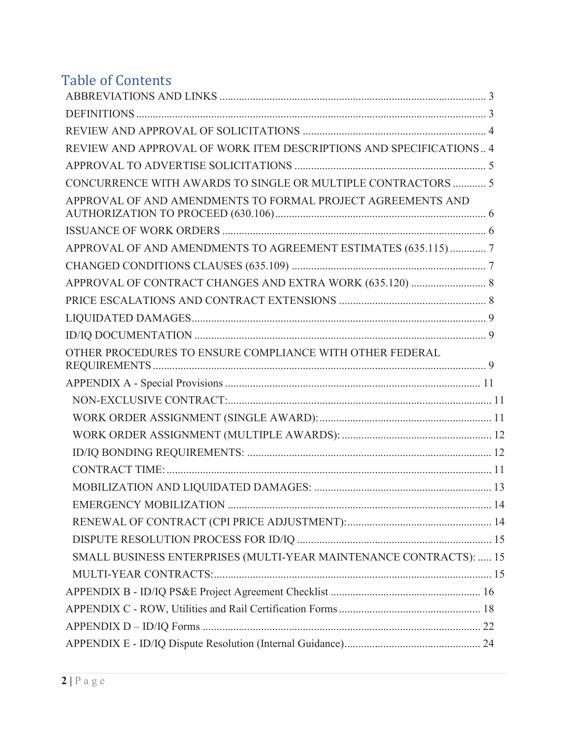# Table of Contents

ABBREVIATIONS AND LINKS ........................................................................................ 3

DEFINITIONS ..................................................................................................................... 3

REVIEW AND APPROVAL OF SOLICITATIONS ............................................................ 4

REVIEW AND APPROVAL OF WORK ITEM DESCRIPTIONS AND SPECIFICATIONS .. 4

APPROVAL TO ADVERTISE SOLICITATIONS ................................................................ 5

CONCURRENCE WITH AWARDS TO SINGLE OR MULTIPLE CONTRACTORS ............ 5

APPROVAL OF AND AMENDMENTS TO FORMAL PROJECT AGREEMENTS AND AUTHORIZATION TO PROCEED (630.106) ........................................................................ 6

ISSUANCE OF WORK ORDERS ........................................................................................ 6

APPROVAL OF AND AMENDMENTS TO AGREEMENT ESTIMATES (635.115) ............. 7

CHANGED CONDITIONS CLAUSES (635.109) ................................................................. 7

APPROVAL OF CONTRACT CHANGES AND EXTRA WORK (635.120) .......................... 8

PRICE ESCALATIONS AND CONTRACT EXTENSIONS ................................................... 8

LIQUIDATED DAMAGES .................................................................................................... 9

ID/IQ DOCUMENTATION ................................................................................................... 9

OTHER PROCEDURES TO ENSURE COMPLIANCE WITH OTHER FEDERAL REQUIREMENTS .............................................................................................................. 9

APPENDIX A - Special Provisions ...................................................................................... 11

- NON-EXCLUSIVE CONTRACT: .................................................................................... 11
- WORK ORDER ASSIGNMENT (SINGLE AWARD): ....................................................... 11
- WORK ORDER ASSIGNMENT (MULTIPLE AWARDS): .................................................. 12
- ID/IQ BONDING REQUIREMENTS: .............................................................................. 12
- CONTRACT TIME: ......................................................................................................... 11
- MOBILIZATION AND LIQUIDATED DAMAGES: ........................................................... 13
- EMERGENCY MOBILIZATION ....................................................................................... 14
- RENEWAL OF CONTRACT (CPI PRICE ADJUSTMENT): ............................................... 14
- DISPUTE RESOLUTION PROCESS FOR ID/IQ ............................................................. 15
- SMALL BUSINESS ENTERPRISES (MULTI-YEAR MAINTENANCE CONTRACTS): ..... 15
- MULTI-YEAR CONTRACTS: ........................................................................................... 15

APPENDIX B - ID/IQ PS&E Project Agreement Checklist ................................................. 16

APPENDIX C - ROW, Utilities and Rail Certification Forms .............................................. 18

APPENDIX D – ID/IQ Forms ............................................................................................. 22

APPENDIX E - ID/IQ Dispute Resolution (Internal Guidance) ........................................... 24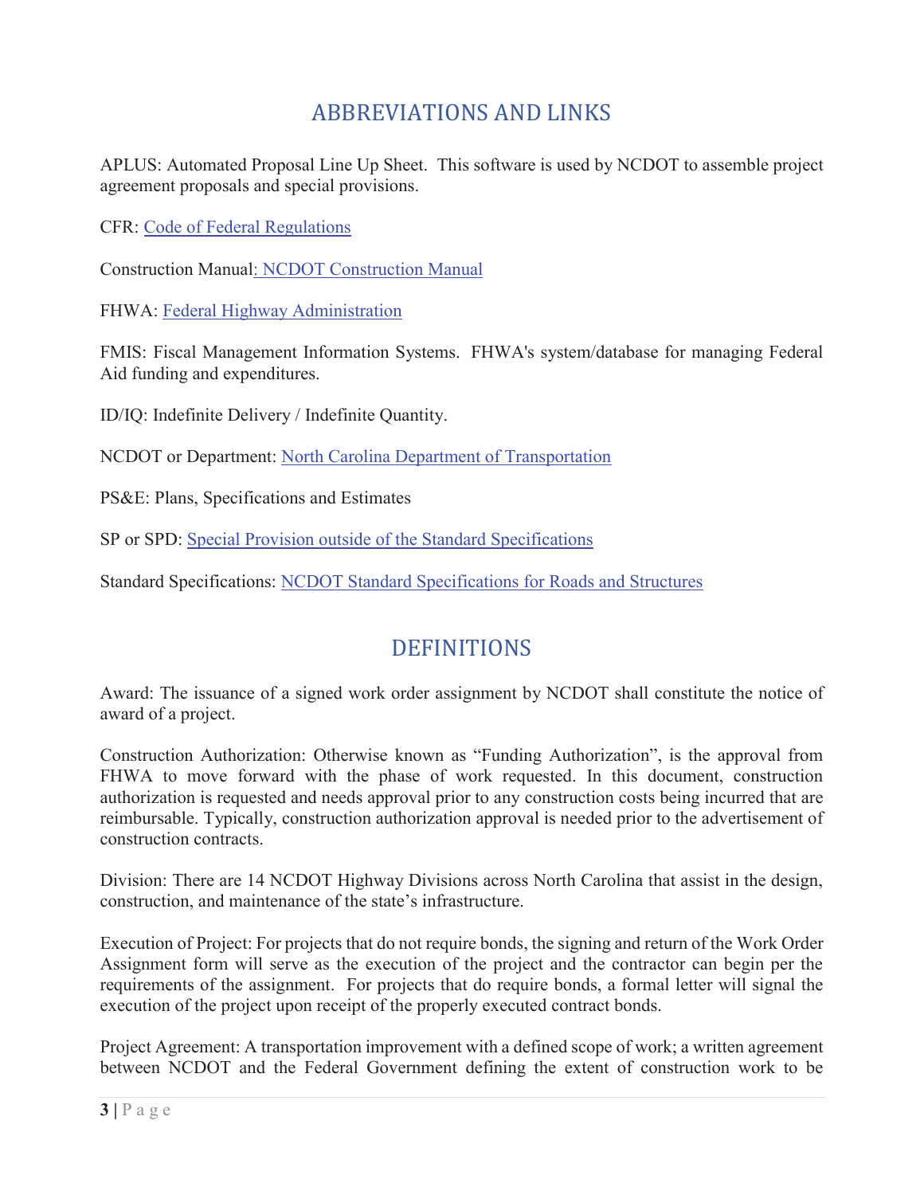## ABBREVIATIONS AND LINKS

APLUS: Automated Proposal Line Up Sheet. This software is used by NCDOT to assemble project agreement proposals and special provisions.

CFR: Code of Federal Regulations

Construction Manual: NCDOT Construction Manual

FHWA: Federal Highway Administration

FMIS: Fiscal Management Information Systems. FHWA's system/database for managing Federal Aid funding and expenditures.

ID/IQ: Indefinite Delivery / Indefinite Quantity.

NCDOT or Department: North Carolina Department of Transportation

PS&E: Plans, Specifications and Estimates

SP or SPD: Special Provision outside of the Standard Specifications

Standard Specifications: NCDOT Standard Specifications for Roads and Structures

## DEFINITIONS

Award: The issuance of a signed work order assignment by NCDOT shall constitute the notice of award of a project.

Construction Authorization: Otherwise known as "Funding Authorization", is the approval from FHWA to move forward with the phase of work requested. In this document, construction authorization is requested and needs approval prior to any construction costs being incurred that are reimbursable. Typically, construction authorization approval is needed prior to the advertisement of construction contracts.

Division: There are 14 NCDOT Highway Divisions across North Carolina that assist in the design, construction, and maintenance of the state's infrastructure.

Execution of Project: For projects that do not require bonds, the signing and return of the Work Order Assignment form will serve as the execution of the project and the contractor can begin per the requirements of the assignment. For projects that do require bonds, a formal letter will signal the execution of the project upon receipt of the properly executed contract bonds.

Project Agreement: A transportation improvement with a defined scope of work; a written agreement between NCDOT and the Federal Government defining the extent of construction work to be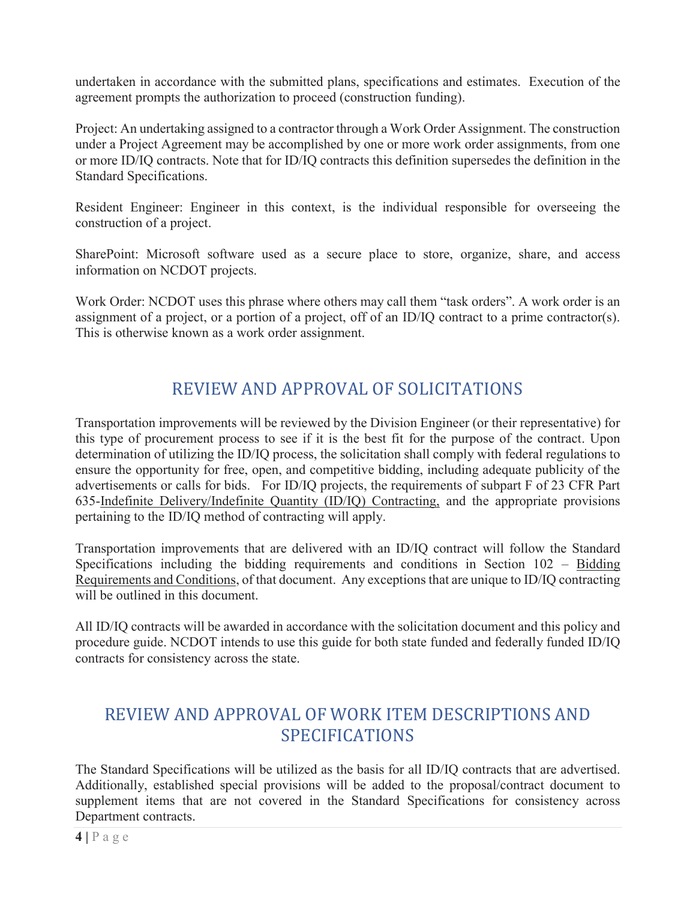undertaken in accordance with the submitted plans, specifications and estimates. Execution of the agreement prompts the authorization to proceed (construction funding).

Project: An undertaking assigned to a contractor through a Work Order Assignment. The construction under a Project Agreement may be accomplished by one or more work order assignments, from one or more ID/IQ contracts. Note that for ID/IQ contracts this definition supersedes the definition in the Standard Specifications.

Resident Engineer: Engineer in this context, is the individual responsible for overseeing the construction of a project.

SharePoint: Microsoft software used as a secure place to store, organize, share, and access information on NCDOT projects.

Work Order: NCDOT uses this phrase where others may call them "task orders". A work order is an assignment of a project, or a portion of a project, off of an ID/IQ contract to a prime contractor(s). This is otherwise known as a work order assignment.

## REVIEW AND APPROVAL OF SOLICITATIONS

Transportation improvements will be reviewed by the Division Engineer (or their representative) for this type of procurement process to see if it is the best fit for the purpose of the contract. Upon determination of utilizing the ID/IQ process, the solicitation shall comply with federal regulations to ensure the opportunity for free, open, and competitive bidding, including adequate publicity of the advertisements or calls for bids. For ID/IQ projects, the requirements of subpart F of 23 CFR Part 635-Indefinite Delivery/Indefinite Quantity (ID/IQ) Contracting, and the appropriate provisions pertaining to the ID/IQ method of contracting will apply.

Transportation improvements that are delivered with an ID/IQ contract will follow the Standard Specifications including the bidding requirements and conditions in Section 102 – Bidding Requirements and Conditions, of that document. Any exceptions that are unique to ID/IQ contracting will be outlined in this document.

All ID/IQ contracts will be awarded in accordance with the solicitation document and this policy and procedure guide. NCDOT intends to use this guide for both state funded and federally funded ID/IQ contracts for consistency across the state.

## REVIEW AND APPROVAL OF WORK ITEM DESCRIPTIONS AND SPECIFICATIONS

The Standard Specifications will be utilized as the basis for all ID/IQ contracts that are advertised. Additionally, established special provisions will be added to the proposal/contract document to supplement items that are not covered in the Standard Specifications for consistency across Department contracts.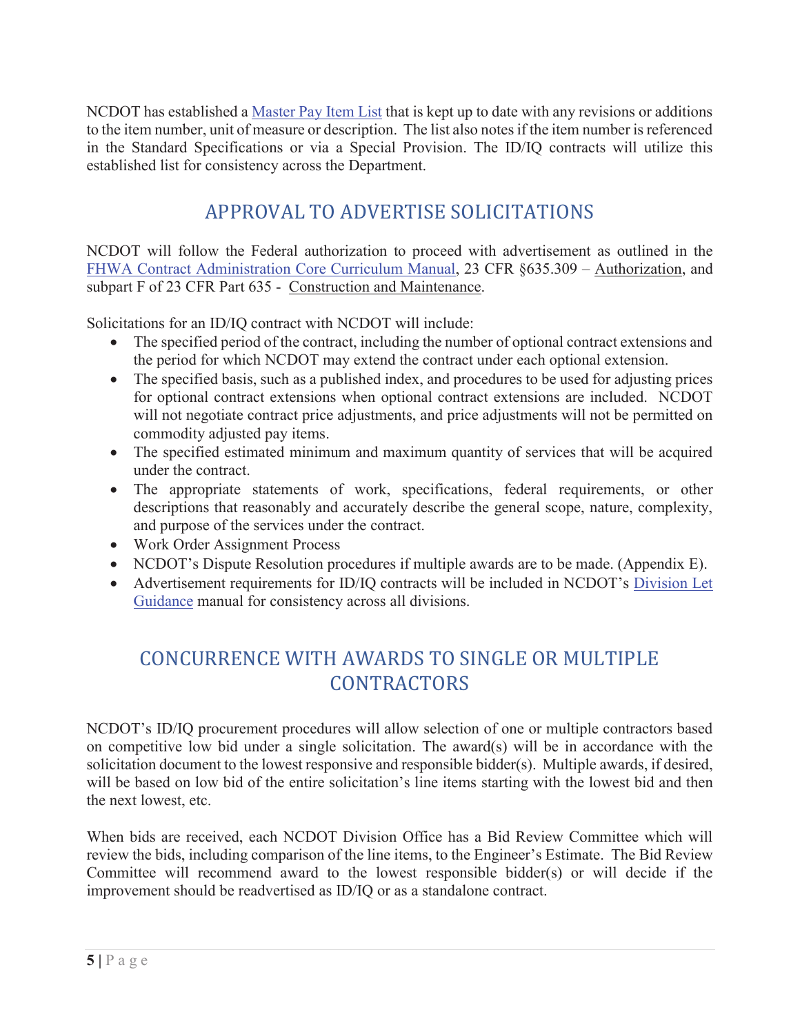NCDOT has established a Master Pay Item List that is kept up to date with any revisions or additions to the item number, unit of measure or description. The list also notes if the item number is referenced in the Standard Specifications or via a Special Provision. The ID/IQ contracts will utilize this established list for consistency across the Department.

## APPROVAL TO ADVERTISE SOLICITATIONS

NCDOT will follow the Federal authorization to proceed with advertisement as outlined in the FHWA Contract Administration Core Curriculum Manual, 23 CFR §635.309 – Authorization, and subpart F of 23 CFR Part 635 - Construction and Maintenance.

Solicitations for an ID/IQ contract with NCDOT will include:

- The specified period of the contract, including the number of optional contract extensions and the period for which NCDOT may extend the contract under each optional extension.
- The specified basis, such as a published index, and procedures to be used for adjusting prices for optional contract extensions when optional contract extensions are included. NCDOT will not negotiate contract price adjustments, and price adjustments will not be permitted on commodity adjusted pay items.
- The specified estimated minimum and maximum quantity of services that will be acquired under the contract.
- The appropriate statements of work, specifications, federal requirements, or other descriptions that reasonably and accurately describe the general scope, nature, complexity, and purpose of the services under the contract.
- Work Order Assignment Process
- NCDOT's Dispute Resolution procedures if multiple awards are to be made. (Appendix E).
- Advertisement requirements for ID/IQ contracts will be included in NCDOT's Division Let Guidance manual for consistency across all divisions.

## CONCURRENCE WITH AWARDS TO SINGLE OR MULTIPLE CONTRACTORS

NCDOT's ID/IQ procurement procedures will allow selection of one or multiple contractors based on competitive low bid under a single solicitation. The award(s) will be in accordance with the solicitation document to the lowest responsive and responsible bidder(s). Multiple awards, if desired, will be based on low bid of the entire solicitation's line items starting with the lowest bid and then the next lowest, etc.

When bids are received, each NCDOT Division Office has a Bid Review Committee which will review the bids, including comparison of the line items, to the Engineer's Estimate. The Bid Review Committee will recommend award to the lowest responsible bidder(s) or will decide if the improvement should be readvertised as ID/IQ or as a standalone contract.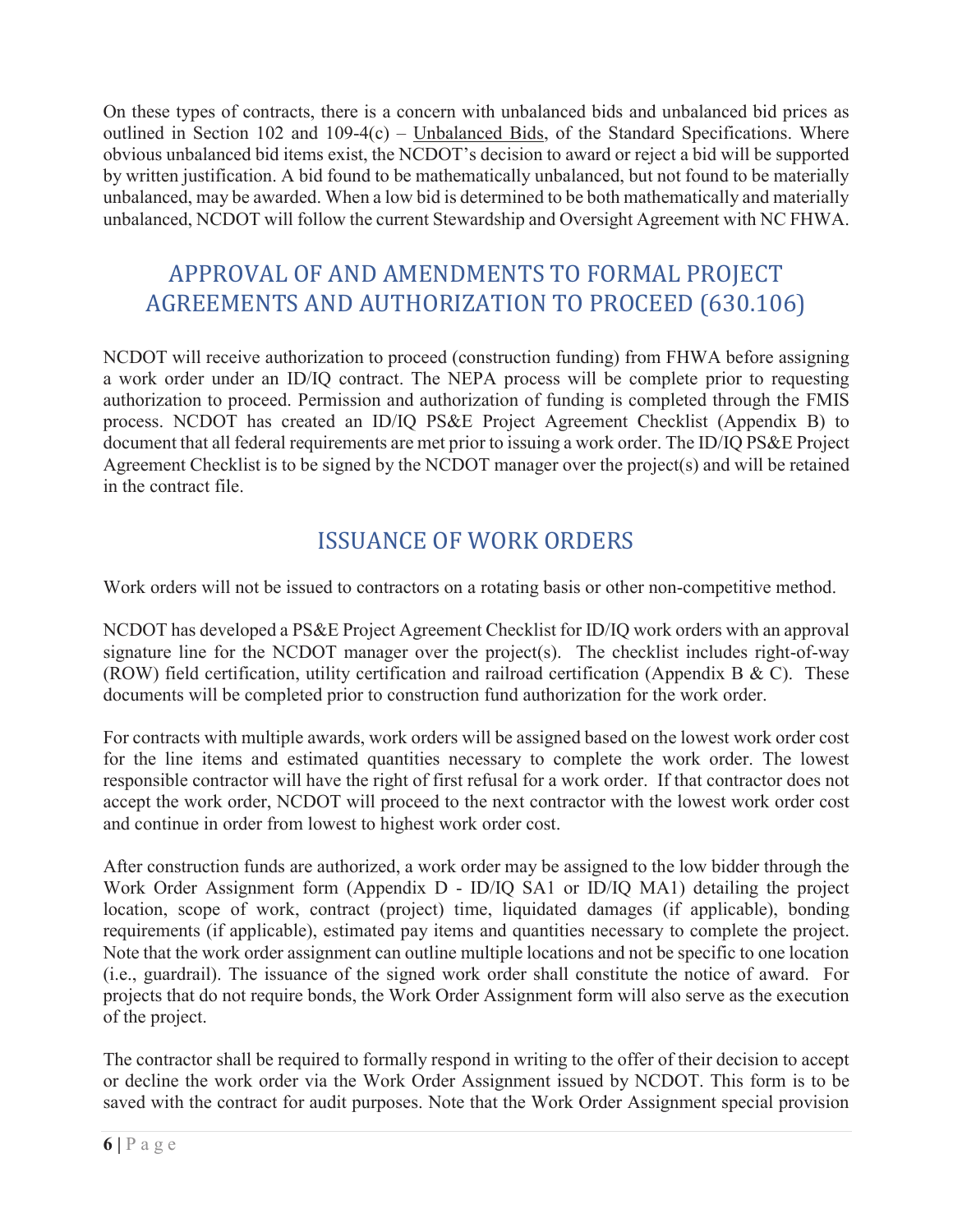On these types of contracts, there is a concern with unbalanced bids and unbalanced bid prices as outlined in Section 102 and 109-4(c) – Unbalanced Bids, of the Standard Specifications. Where obvious unbalanced bid items exist, the NCDOT's decision to award or reject a bid will be supported by written justification. A bid found to be mathematically unbalanced, but not found to be materially unbalanced, may be awarded. When a low bid is determined to be both mathematically and materially unbalanced, NCDOT will follow the current Stewardship and Oversight Agreement with NC FHWA.

## APPROVAL OF AND AMENDMENTS TO FORMAL PROJECT AGREEMENTS AND AUTHORIZATION TO PROCEED (630.106)

NCDOT will receive authorization to proceed (construction funding) from FHWA before assigning a work order under an ID/IQ contract. The NEPA process will be complete prior to requesting authorization to proceed. Permission and authorization of funding is completed through the FMIS process. NCDOT has created an ID/IQ PS&E Project Agreement Checklist (Appendix B) to document that all federal requirements are met prior to issuing a work order. The ID/IQ PS&E Project Agreement Checklist is to be signed by the NCDOT manager over the project(s) and will be retained in the contract file.

## ISSUANCE OF WORK ORDERS

Work orders will not be issued to contractors on a rotating basis or other non-competitive method.

NCDOT has developed a PS&E Project Agreement Checklist for ID/IQ work orders with an approval signature line for the NCDOT manager over the project(s). The checklist includes right-of-way (ROW) field certification, utility certification and railroad certification (Appendix B & C). These documents will be completed prior to construction fund authorization for the work order.

For contracts with multiple awards, work orders will be assigned based on the lowest work order cost for the line items and estimated quantities necessary to complete the work order. The lowest responsible contractor will have the right of first refusal for a work order. If that contractor does not accept the work order, NCDOT will proceed to the next contractor with the lowest work order cost and continue in order from lowest to highest work order cost.

After construction funds are authorized, a work order may be assigned to the low bidder through the Work Order Assignment form (Appendix D - ID/IQ SA1 or ID/IQ MA1) detailing the project location, scope of work, contract (project) time, liquidated damages (if applicable), bonding requirements (if applicable), estimated pay items and quantities necessary to complete the project. Note that the work order assignment can outline multiple locations and not be specific to one location (i.e., guardrail). The issuance of the signed work order shall constitute the notice of award. For projects that do not require bonds, the Work Order Assignment form will also serve as the execution of the project.

The contractor shall be required to formally respond in writing to the offer of their decision to accept or decline the work order via the Work Order Assignment issued by NCDOT. This form is to be saved with the contract for audit purposes. Note that the Work Order Assignment special provision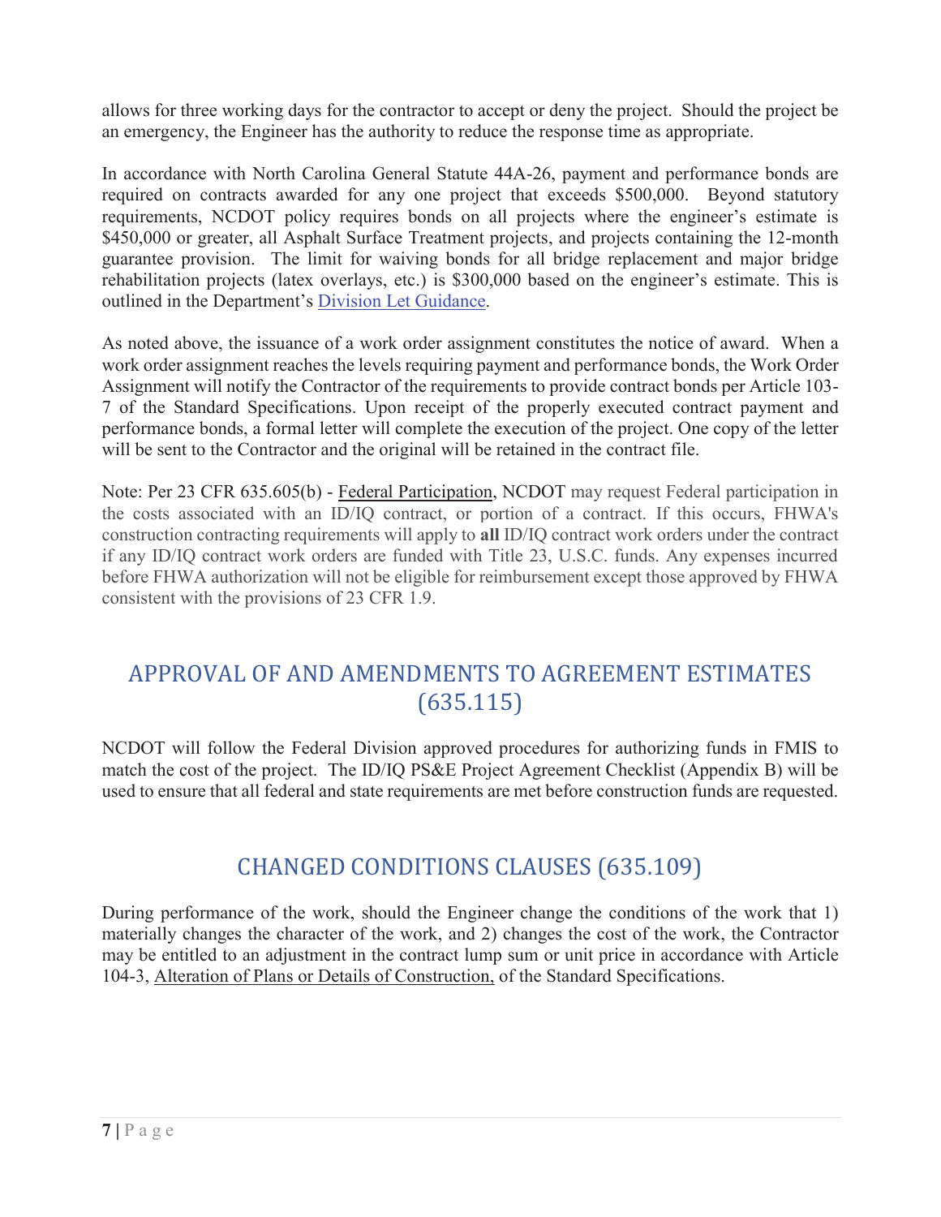allows for three working days for the contractor to accept or deny the project. Should the project be an emergency, the Engineer has the authority to reduce the response time as appropriate.

In accordance with North Carolina General Statute 44A-26, payment and performance bonds are required on contracts awarded for any one project that exceeds $500,000. Beyond statutory requirements, NCDOT policy requires bonds on all projects where the engineer's estimate is $450,000 or greater, all Asphalt Surface Treatment projects, and projects containing the 12-month guarantee provision. The limit for waiving bonds for all bridge replacement and major bridge rehabilitation projects (latex overlays, etc.) is $300,000 based on the engineer's estimate. This is outlined in the Department's Division Let Guidance.

As noted above, the issuance of a work order assignment constitutes the notice of award. When a work order assignment reaches the levels requiring payment and performance bonds, the Work Order Assignment will notify the Contractor of the requirements to provide contract bonds per Article 103-7 of the Standard Specifications. Upon receipt of the properly executed contract payment and performance bonds, a formal letter will complete the execution of the project. One copy of the letter will be sent to the Contractor and the original will be retained in the contract file.

Note: Per 23 CFR 635.605(b) - Federal Participation, NCDOT may request Federal participation in the costs associated with an ID/IQ contract, or portion of a contract. If this occurs, FHWA's construction contracting requirements will apply to **all** ID/IQ contract work orders under the contract if any ID/IQ contract work orders are funded with Title 23, U.S.C. funds. Any expenses incurred before FHWA authorization will not be eligible for reimbursement except those approved by FHWA consistent with the provisions of 23 CFR 1.9.

## APPROVAL OF AND AMENDMENTS TO AGREEMENT ESTIMATES (635.115)

NCDOT will follow the Federal Division approved procedures for authorizing funds in FMIS to match the cost of the project. The ID/IQ PS&E Project Agreement Checklist (Appendix B) will be used to ensure that all federal and state requirements are met before construction funds are requested.

## CHANGED CONDITIONS CLAUSES (635.109)

During performance of the work, should the Engineer change the conditions of the work that 1) materially changes the character of the work, and 2) changes the cost of the work, the Contractor may be entitled to an adjustment in the contract lump sum or unit price in accordance with Article 104-3, Alteration of Plans or Details of Construction, of the Standard Specifications.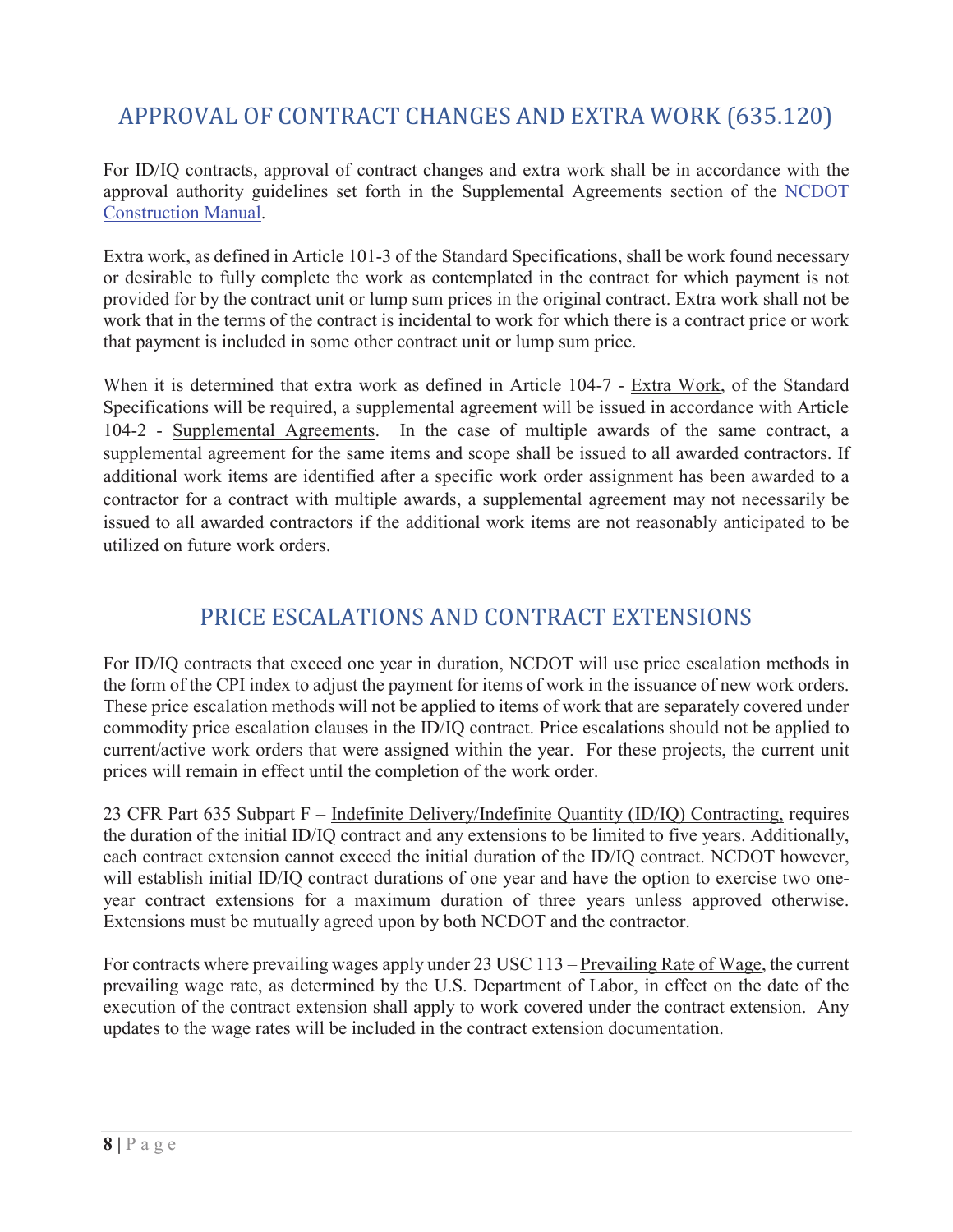## APPROVAL OF CONTRACT CHANGES AND EXTRA WORK (635.120)

For ID/IQ contracts, approval of contract changes and extra work shall be in accordance with the approval authority guidelines set forth in the Supplemental Agreements section of the NCDOT Construction Manual.

Extra work, as defined in Article 101-3 of the Standard Specifications, shall be work found necessary or desirable to fully complete the work as contemplated in the contract for which payment is not provided for by the contract unit or lump sum prices in the original contract. Extra work shall not be work that in the terms of the contract is incidental to work for which there is a contract price or work that payment is included in some other contract unit or lump sum price.

When it is determined that extra work as defined in Article 104-7 - Extra Work, of the Standard Specifications will be required, a supplemental agreement will be issued in accordance with Article 104-2 - Supplemental Agreements. In the case of multiple awards of the same contract, a supplemental agreement for the same items and scope shall be issued to all awarded contractors. If additional work items are identified after a specific work order assignment has been awarded to a contractor for a contract with multiple awards, a supplemental agreement may not necessarily be issued to all awarded contractors if the additional work items are not reasonably anticipated to be utilized on future work orders.

## PRICE ESCALATIONS AND CONTRACT EXTENSIONS

For ID/IQ contracts that exceed one year in duration, NCDOT will use price escalation methods in the form of the CPI index to adjust the payment for items of work in the issuance of new work orders. These price escalation methods will not be applied to items of work that are separately covered under commodity price escalation clauses in the ID/IQ contract. Price escalations should not be applied to current/active work orders that were assigned within the year. For these projects, the current unit prices will remain in effect until the completion of the work order.

23 CFR Part 635 Subpart F – Indefinite Delivery/Indefinite Quantity (ID/IQ) Contracting, requires the duration of the initial ID/IQ contract and any extensions to be limited to five years. Additionally, each contract extension cannot exceed the initial duration of the ID/IQ contract. NCDOT however, will establish initial ID/IQ contract durations of one year and have the option to exercise two one-year contract extensions for a maximum duration of three years unless approved otherwise. Extensions must be mutually agreed upon by both NCDOT and the contractor.

For contracts where prevailing wages apply under 23 USC 113 – Prevailing Rate of Wage, the current prevailing wage rate, as determined by the U.S. Department of Labor, in effect on the date of the execution of the contract extension shall apply to work covered under the contract extension. Any updates to the wage rates will be included in the contract extension documentation.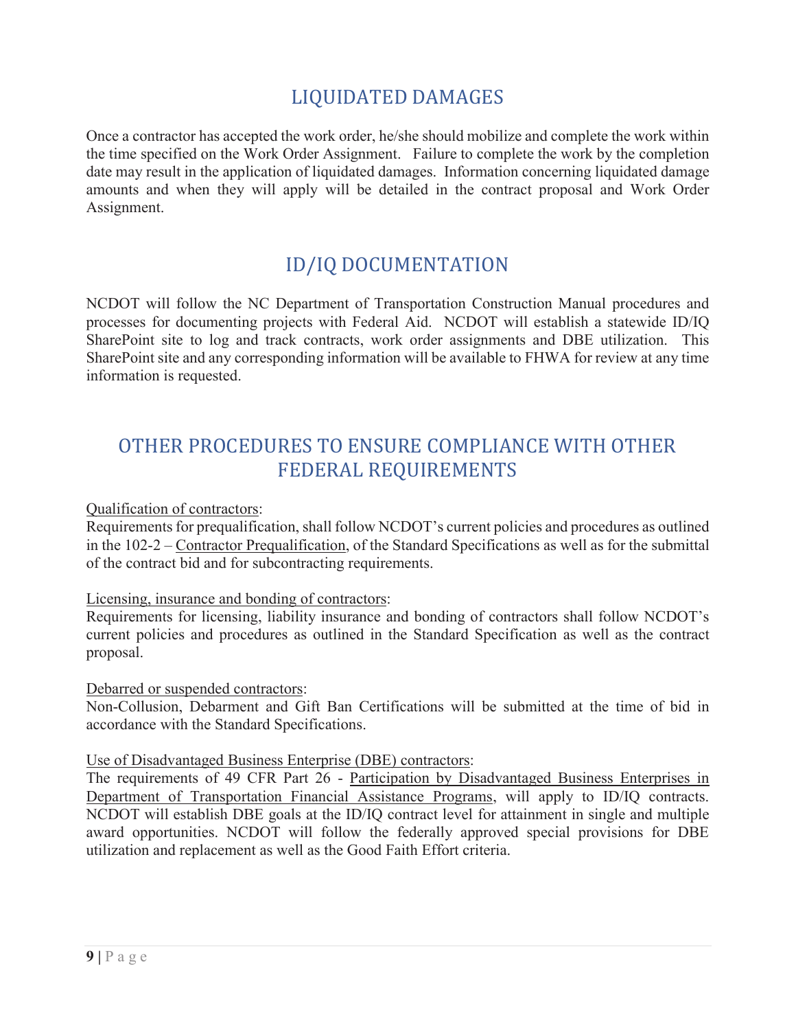## LIQUIDATED DAMAGES

Once a contractor has accepted the work order, he/she should mobilize and complete the work within the time specified on the Work Order Assignment. Failure to complete the work by the completion date may result in the application of liquidated damages. Information concerning liquidated damage amounts and when they will apply will be detailed in the contract proposal and Work Order Assignment.

## ID/IQ DOCUMENTATION

NCDOT will follow the NC Department of Transportation Construction Manual procedures and processes for documenting projects with Federal Aid. NCDOT will establish a statewide ID/IQ SharePoint site to log and track contracts, work order assignments and DBE utilization. This SharePoint site and any corresponding information will be available to FHWA for review at any time information is requested.

## OTHER PROCEDURES TO ENSURE COMPLIANCE WITH OTHER FEDERAL REQUIREMENTS

Qualification of contractors:
Requirements for prequalification, shall follow NCDOT's current policies and procedures as outlined in the 102-2 – Contractor Prequalification, of the Standard Specifications as well as for the submittal of the contract bid and for subcontracting requirements.

Licensing, insurance and bonding of contractors:
Requirements for licensing, liability insurance and bonding of contractors shall follow NCDOT's current policies and procedures as outlined in the Standard Specification as well as the contract proposal.

Debarred or suspended contractors:
Non-Collusion, Debarment and Gift Ban Certifications will be submitted at the time of bid in accordance with the Standard Specifications.

Use of Disadvantaged Business Enterprise (DBE) contractors:
The requirements of 49 CFR Part 26 - Participation by Disadvantaged Business Enterprises in Department of Transportation Financial Assistance Programs, will apply to ID/IQ contracts. NCDOT will establish DBE goals at the ID/IQ contract level for attainment in single and multiple award opportunities. NCDOT will follow the federally approved special provisions for DBE utilization and replacement as well as the Good Faith Effort criteria.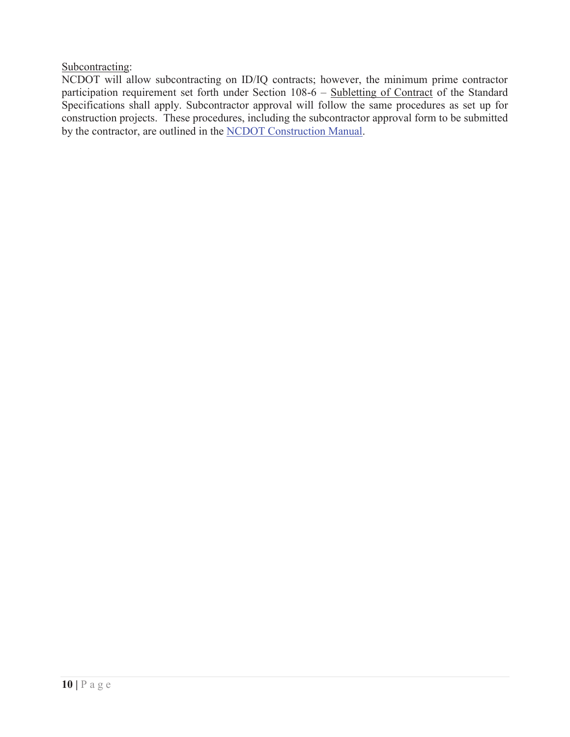Subcontracting:

NCDOT will allow subcontracting on ID/IQ contracts; however, the minimum prime contractor participation requirement set forth under Section 108-6 – Subletting of Contract of the Standard Specifications shall apply. Subcontractor approval will follow the same procedures as set up for construction projects. These procedures, including the subcontractor approval form to be submitted by the contractor, are outlined in the NCDOT Construction Manual.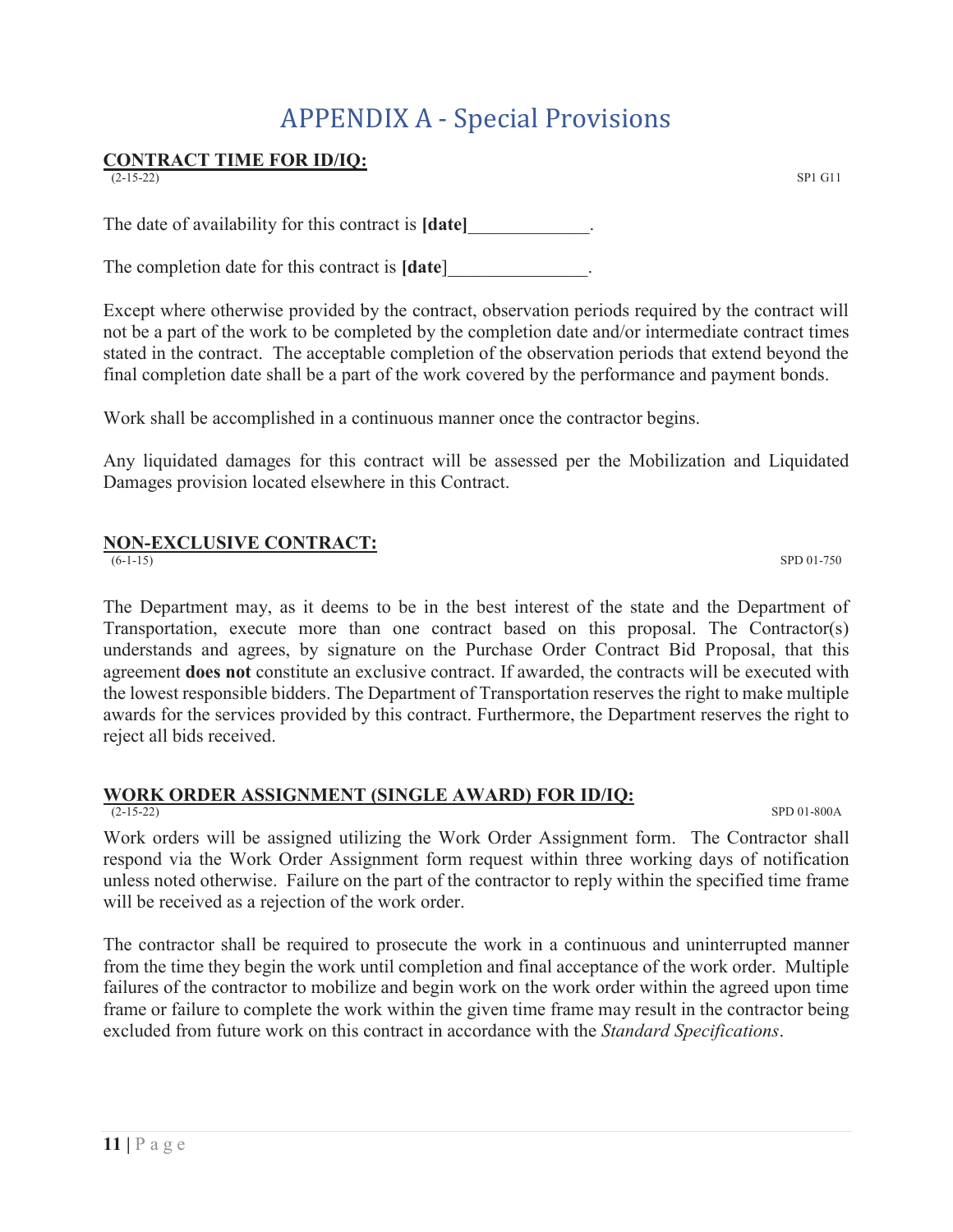# APPENDIX A - Special Provisions

## CONTRACT TIME FOR ID/IQ:

(2-15-22) SP1 G11

The date of availability for this contract is **[date]**_____________.

The completion date for this contract is **[date**]_______________.

Except where otherwise provided by the contract, observation periods required by the contract will not be a part of the work to be completed by the completion date and/or intermediate contract times stated in the contract. The acceptable completion of the observation periods that extend beyond the final completion date shall be a part of the work covered by the performance and payment bonds.

Work shall be accomplished in a continuous manner once the contractor begins.

Any liquidated damages for this contract will be assessed per the Mobilization and Liquidated Damages provision located elsewhere in this Contract.

## NON-EXCLUSIVE CONTRACT:

(6-1-15) SPD 01-750

The Department may, as it deems to be in the best interest of the state and the Department of Transportation, execute more than one contract based on this proposal. The Contractor(s) understands and agrees, by signature on the Purchase Order Contract Bid Proposal, that this agreement **does not** constitute an exclusive contract. If awarded, the contracts will be executed with the lowest responsible bidders. The Department of Transportation reserves the right to make multiple awards for the services provided by this contract. Furthermore, the Department reserves the right to reject all bids received.

## WORK ORDER ASSIGNMENT (SINGLE AWARD) FOR ID/IQ:

(2-15-22) SPD 01-800A

Work orders will be assigned utilizing the Work Order Assignment form. The Contractor shall respond via the Work Order Assignment form request within three working days of notification unless noted otherwise. Failure on the part of the contractor to reply within the specified time frame will be received as a rejection of the work order.

The contractor shall be required to prosecute the work in a continuous and uninterrupted manner from the time they begin the work until completion and final acceptance of the work order. Multiple failures of the contractor to mobilize and begin work on the work order within the agreed upon time frame or failure to complete the work within the given time frame may result in the contractor being excluded from future work on this contract in accordance with the *Standard Specifications*.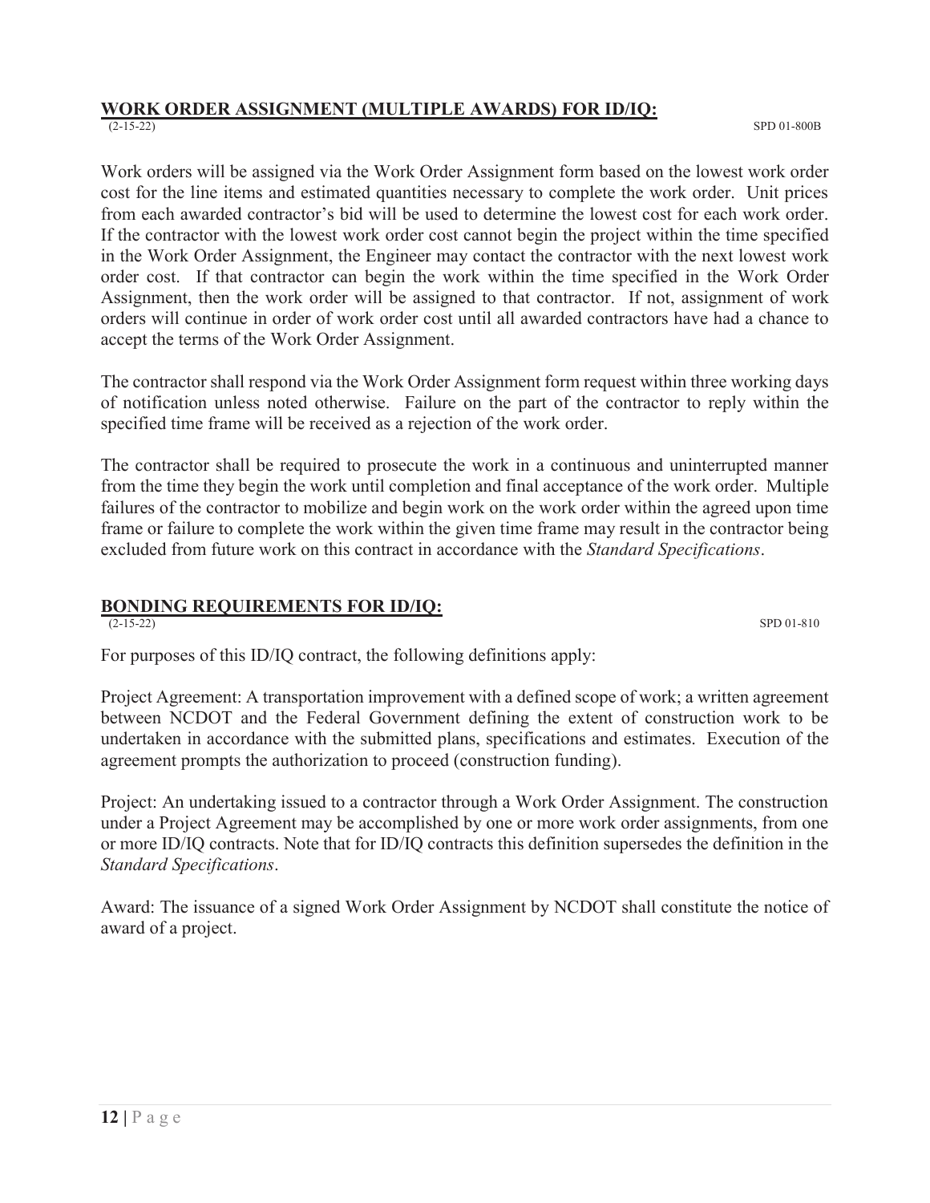## WORK ORDER ASSIGNMENT (MULTIPLE AWARDS) FOR ID/IQ:

(2-15-22) SPD 01-800B

Work orders will be assigned via the Work Order Assignment form based on the lowest work order cost for the line items and estimated quantities necessary to complete the work order. Unit prices from each awarded contractor's bid will be used to determine the lowest cost for each work order. If the contractor with the lowest work order cost cannot begin the project within the time specified in the Work Order Assignment, the Engineer may contact the contractor with the next lowest work order cost. If that contractor can begin the work within the time specified in the Work Order Assignment, then the work order will be assigned to that contractor. If not, assignment of work orders will continue in order of work order cost until all awarded contractors have had a chance to accept the terms of the Work Order Assignment.

The contractor shall respond via the Work Order Assignment form request within three working days of notification unless noted otherwise. Failure on the part of the contractor to reply within the specified time frame will be received as a rejection of the work order.

The contractor shall be required to prosecute the work in a continuous and uninterrupted manner from the time they begin the work until completion and final acceptance of the work order. Multiple failures of the contractor to mobilize and begin work on the work order within the agreed upon time frame or failure to complete the work within the given time frame may result in the contractor being excluded from future work on this contract in accordance with the *Standard Specifications*.

## BONDING REQUIREMENTS FOR ID/IQ:

(2-15-22) SPD 01-810

For purposes of this ID/IQ contract, the following definitions apply:

Project Agreement: A transportation improvement with a defined scope of work; a written agreement between NCDOT and the Federal Government defining the extent of construction work to be undertaken in accordance with the submitted plans, specifications and estimates. Execution of the agreement prompts the authorization to proceed (construction funding).

Project: An undertaking issued to a contractor through a Work Order Assignment. The construction under a Project Agreement may be accomplished by one or more work order assignments, from one or more ID/IQ contracts. Note that for ID/IQ contracts this definition supersedes the definition in the *Standard Specifications*.

Award: The issuance of a signed Work Order Assignment by NCDOT shall constitute the notice of award of a project.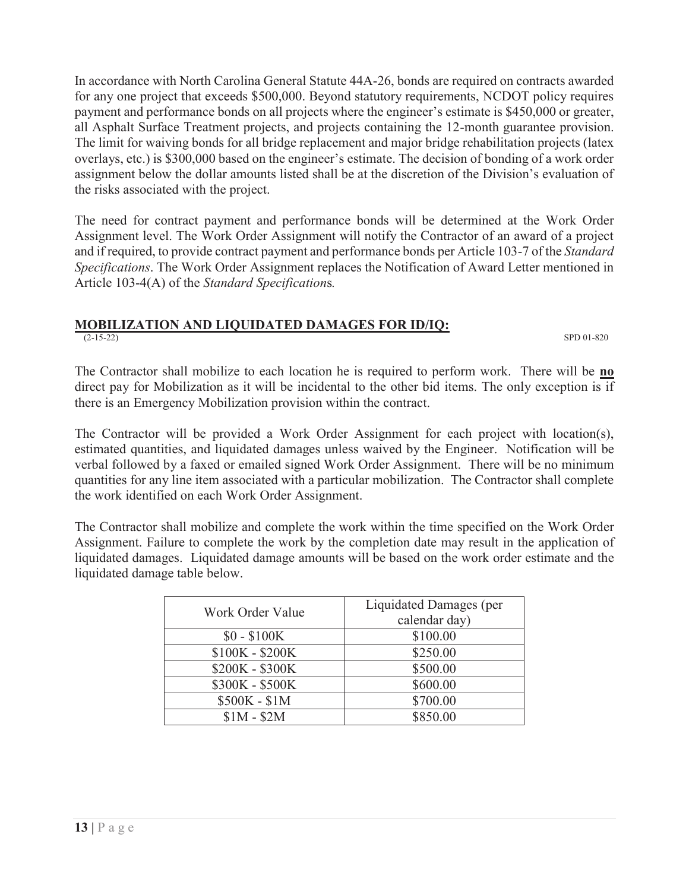In accordance with North Carolina General Statute 44A-26, bonds are required on contracts awarded for any one project that exceeds $500,000. Beyond statutory requirements, NCDOT policy requires payment and performance bonds on all projects where the engineer's estimate is $450,000 or greater, all Asphalt Surface Treatment projects, and projects containing the 12-month guarantee provision. The limit for waiving bonds for all bridge replacement and major bridge rehabilitation projects (latex overlays, etc.) is $300,000 based on the engineer's estimate. The decision of bonding of a work order assignment below the dollar amounts listed shall be at the discretion of the Division's evaluation of the risks associated with the project.

The need for contract payment and performance bonds will be determined at the Work Order Assignment level. The Work Order Assignment will notify the Contractor of an award of a project and if required, to provide contract payment and performance bonds per Article 103-7 of the *Standard Specifications*. The Work Order Assignment replaces the Notification of Award Letter mentioned in Article 103-4(A) of the *Standard Specifications.*

## MOBILIZATION AND LIQUIDATED DAMAGES FOR ID/IQ:

(2-15-22) SPD 01-820

The Contractor shall mobilize to each location he is required to perform work. There will be **no** direct pay for Mobilization as it will be incidental to the other bid items. The only exception is if there is an Emergency Mobilization provision within the contract.

The Contractor will be provided a Work Order Assignment for each project with location(s), estimated quantities, and liquidated damages unless waived by the Engineer. Notification will be verbal followed by a faxed or emailed signed Work Order Assignment. There will be no minimum quantities for any line item associated with a particular mobilization. The Contractor shall complete the work identified on each Work Order Assignment.

The Contractor shall mobilize and complete the work within the time specified on the Work Order Assignment. Failure to complete the work by the completion date may result in the application of liquidated damages. Liquidated damage amounts will be based on the work order estimate and the liquidated damage table below.

| Work Order Value | Liquidated Damages (per calendar day) |
| --- | --- |
| $0 - $100K | $100.00 |
| $100K - $200K | $250.00 |
| $200K - $300K | $500.00 |
| $300K - $500K | $600.00 |
| $500K - $1M | $700.00 |
| $1M - $2M | $850.00 |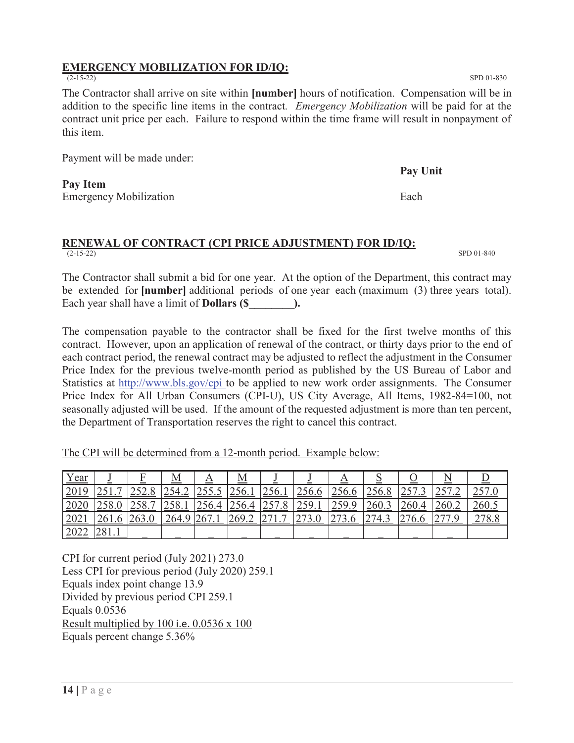## EMERGENCY MOBILIZATION FOR ID/IQ:

(2-15-22) SPD 01-830

The Contractor shall arrive on site within **[number]** hours of notification. Compensation will be in addition to the specific line items in the contract. *Emergency Mobilization* will be paid for at the contract unit price per each. Failure to respond within the time frame will result in nonpayment of this item.

Payment will be made under:

| **Pay Item** | **Pay Unit** |
|---|---|
| Emergency Mobilization | Each |

## RENEWAL OF CONTRACT (CPI PRICE ADJUSTMENT) FOR ID/IQ:

(2-15-22) SPD 01-840

The Contractor shall submit a bid for one year. At the option of the Department, this contract may be extended for **[number]** additional periods of one year each (maximum (3) three years total). Each year shall have a limit of **Dollars ($________).**

The compensation payable to the contractor shall be fixed for the first twelve months of this contract. However, upon an application of renewal of the contract, or thirty days prior to the end of each contract period, the renewal contract may be adjusted to reflect the adjustment in the Consumer Price Index for the previous twelve-month period as published by the US Bureau of Labor and Statistics at http://www.bls.gov/cpi to be applied to new work order assignments. The Consumer Price Index for All Urban Consumers (CPI-U), US City Average, All Items, 1982-84=100, not seasonally adjusted will be used. If the amount of the requested adjustment is more than ten percent, the Department of Transportation reserves the right to cancel this contract.

The CPI will be determined from a 12-month period. Example below:

| Year | J | F | M | A | M | J | J | A | S | O | N | D |
|---|---|---|---|---|---|---|---|---|---|---|---|---|
| 2019 | 251.7 | 252.8 | 254.2 | 255.5 | 256.1 | 256.1 | 256.6 | 256.6 | 256.8 | 257.3 | 257.2 | 257.0 |
| 2020 | 258.0 | 258.7 | 258.1 | 256.4 | 256.4 | 257.8 | 259.1 | 259.9 | 260.3 | 260.4 | 260.2 | 260.5 |
| 2021 | 261.6 | 263.0 | 264.9 | 267.1 | 269.2 | 271.7 | 273.0 | 273.6 | 274.3 | 276.6 | 277.9 | 278.8 |
| 2022 | 281.1 | _ | _ | _ | _ | _ | _ | _ | _ | _ | _ | |

CPI for current period (July 2021) 273.0  
Less CPI for previous period (July 2020) 259.1  
Equals index point change 13.9  
Divided by previous period CPI 259.1  
Equals 0.0536  
Result multiplied by 100 i.e. 0.0536 x 100  
Equals percent change 5.36%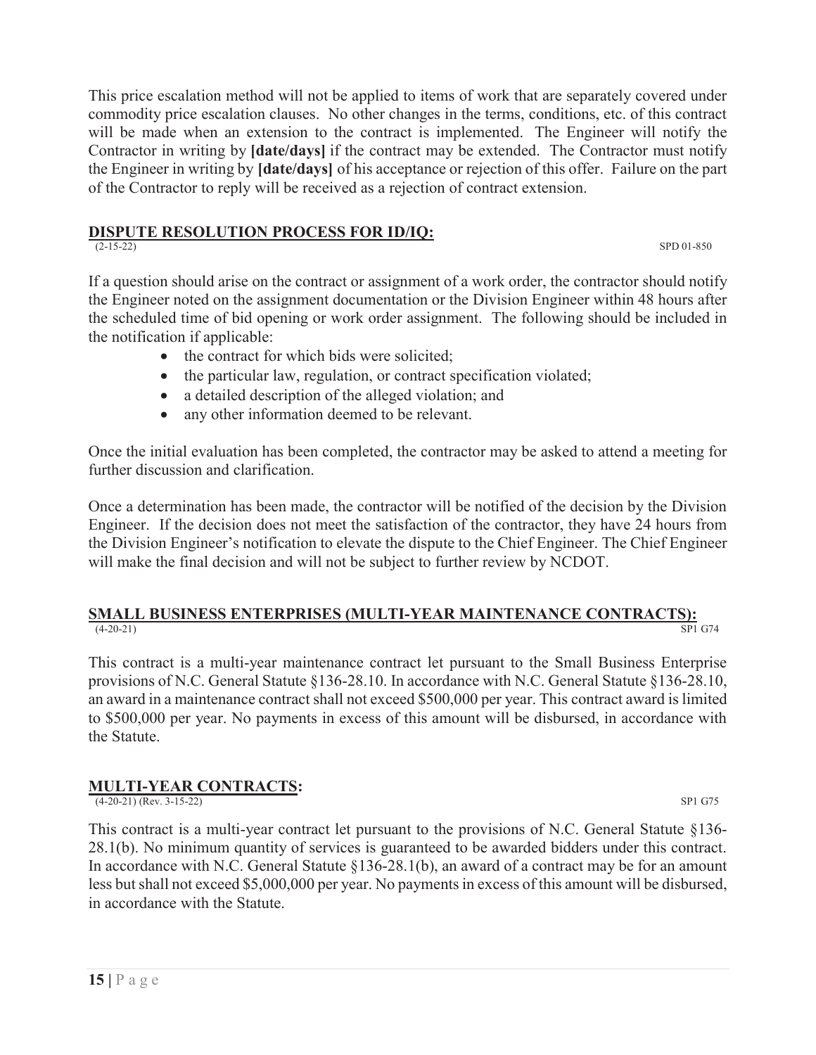This price escalation method will not be applied to items of work that are separately covered under commodity price escalation clauses. No other changes in the terms, conditions, etc. of this contract will be made when an extension to the contract is implemented. The Engineer will notify the Contractor in writing by **[date/days]** if the contract may be extended. The Contractor must notify the Engineer in writing by **[date/days]** of his acceptance or rejection of this offer. Failure on the part of the Contractor to reply will be received as a rejection of contract extension.

## DISPUTE RESOLUTION PROCESS FOR ID/IQ:

(2-15-22) SPD 01-850

If a question should arise on the contract or assignment of a work order, the contractor should notify the Engineer noted on the assignment documentation or the Division Engineer within 48 hours after the scheduled time of bid opening or work order assignment. The following should be included in the notification if applicable:

- the contract for which bids were solicited;
- the particular law, regulation, or contract specification violated;
- a detailed description of the alleged violation; and
- any other information deemed to be relevant.

Once the initial evaluation has been completed, the contractor may be asked to attend a meeting for further discussion and clarification.

Once a determination has been made, the contractor will be notified of the decision by the Division Engineer. If the decision does not meet the satisfaction of the contractor, they have 24 hours from the Division Engineer's notification to elevate the dispute to the Chief Engineer. The Chief Engineer will make the final decision and will not be subject to further review by NCDOT.

## SMALL BUSINESS ENTERPRISES (MULTI-YEAR MAINTENANCE CONTRACTS):

(4-20-21) SP1 G74

This contract is a multi-year maintenance contract let pursuant to the Small Business Enterprise provisions of N.C. General Statute §136-28.10. In accordance with N.C. General Statute §136-28.10, an award in a maintenance contract shall not exceed $500,000 per year. This contract award is limited to $500,000 per year. No payments in excess of this amount will be disbursed, in accordance with the Statute.

## MULTI-YEAR CONTRACTS:

(4-20-21) (Rev. 3-15-22) SP1 G75

This contract is a multi-year contract let pursuant to the provisions of N.C. General Statute §136-28.1(b). No minimum quantity of services is guaranteed to be awarded bidders under this contract. In accordance with N.C. General Statute §136-28.1(b), an award of a contract may be for an amount less but shall not exceed $5,000,000 per year. No payments in excess of this amount will be disbursed, in accordance with the Statute.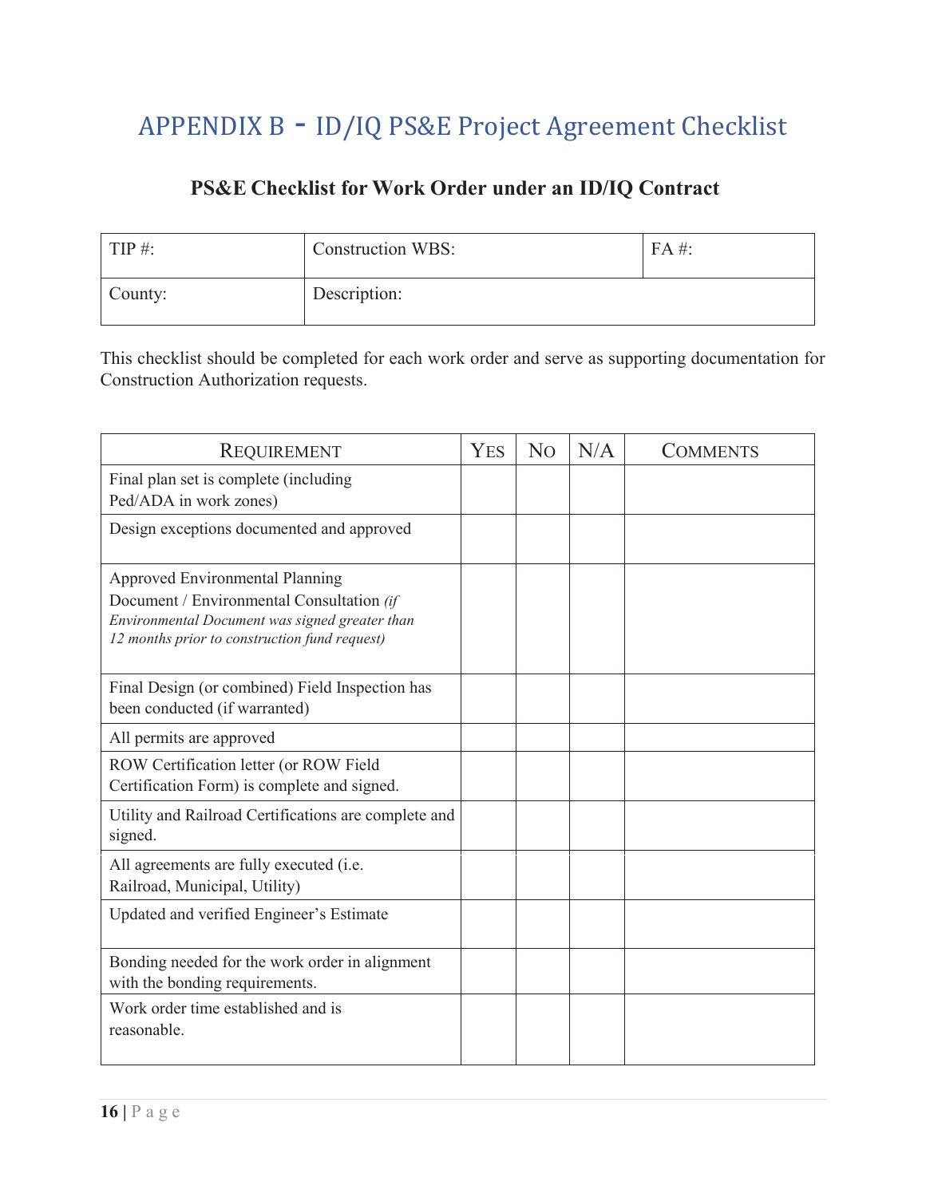# APPENDIX B - ID/IQ PS&E Project Agreement Checklist

## PS&E Checklist for Work Order under an ID/IQ Contract

| TIP #: | Construction WBS: | FA #: |
|---|---|---|
| County: | Description: | |

This checklist should be completed for each work order and serve as supporting documentation for Construction Authorization requests.

| Requirement | Yes | No | N/A | Comments |
|---|---|---|---|---|
| Final plan set is complete (including Ped/ADA in work zones) | | | | |
| Design exceptions documented and approved | | | | |
| Approved Environmental Planning Document / Environmental Consultation *(if Environmental Document was signed greater than 12 months prior to construction fund request)* | | | | |
| Final Design (or combined) Field Inspection has been conducted (if warranted) | | | | |
| All permits are approved | | | | |
| ROW Certification letter (or ROW Field Certification Form) is complete and signed. | | | | |
| Utility and Railroad Certifications are complete and signed. | | | | |
| All agreements are fully executed (i.e. Railroad, Municipal, Utility) | | | | |
| Updated and verified Engineer's Estimate | | | | |
| Bonding needed for the work order in alignment with the bonding requirements. | | | | |
| Work order time established and is reasonable. | | | | |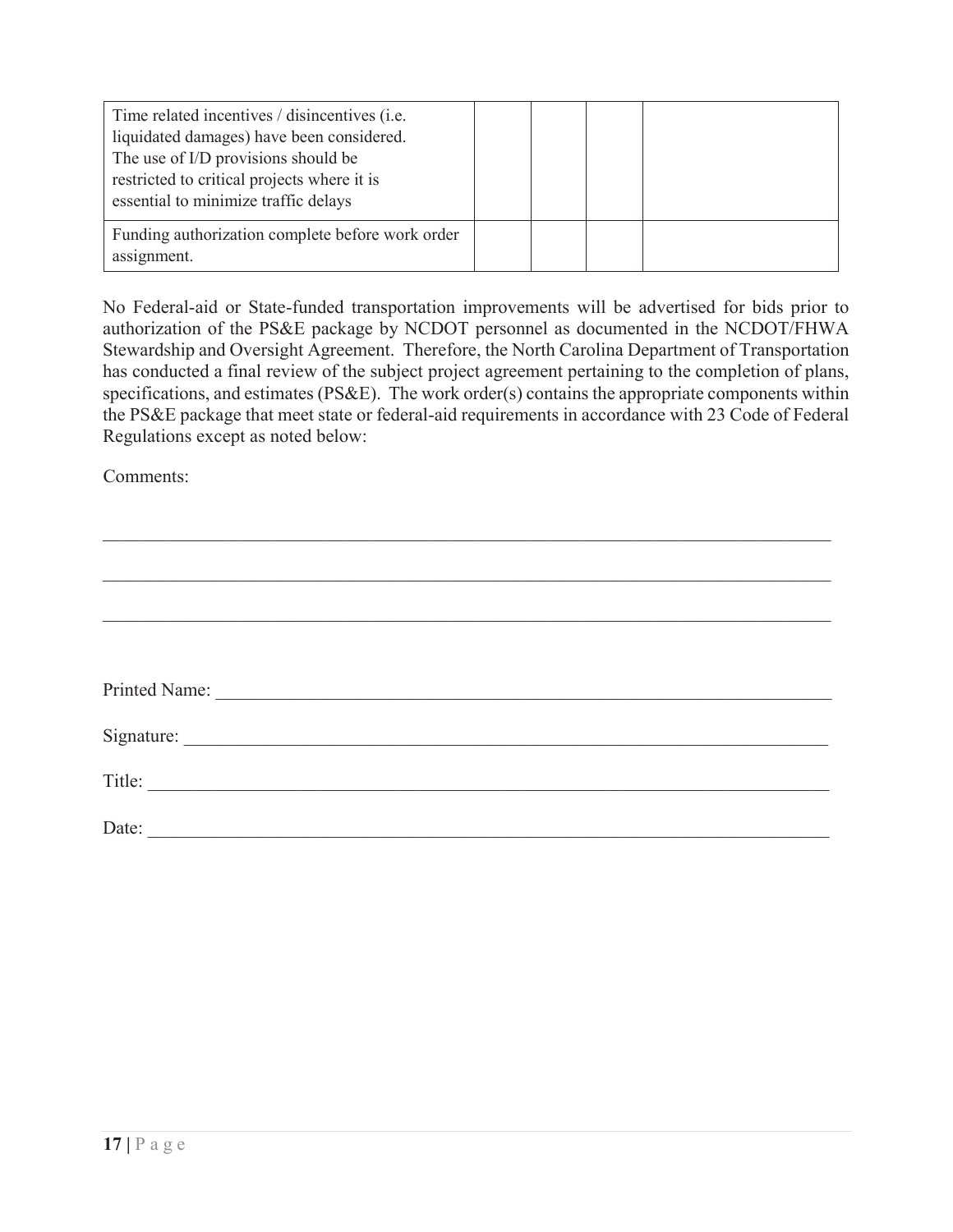| | | | | |
|---|---|---|---|---|
| Time related incentives / disincentives (i.e. liquidated damages) have been considered. The use of I/D provisions should be restricted to critical projects where it is essential to minimize traffic delays | | | | |
| Funding authorization complete before work order assignment. | | | | |

No Federal-aid or State-funded transportation improvements will be advertised for bids prior to authorization of the PS&E package by NCDOT personnel as documented in the NCDOT/FHWA Stewardship and Oversight Agreement. Therefore, the North Carolina Department of Transportation has conducted a final review of the subject project agreement pertaining to the completion of plans, specifications, and estimates (PS&E). The work order(s) contains the appropriate components within the PS&E package that meet state or federal-aid requirements in accordance with 23 Code of Federal Regulations except as noted below:

Comments:

______________________________________________________________________________

______________________________________________________________________________

______________________________________________________________________________

Printed Name: _______________________________________________________________

Signature: ___________________________________________________________________

Title: _______________________________________________________________________

Date: _______________________________________________________________________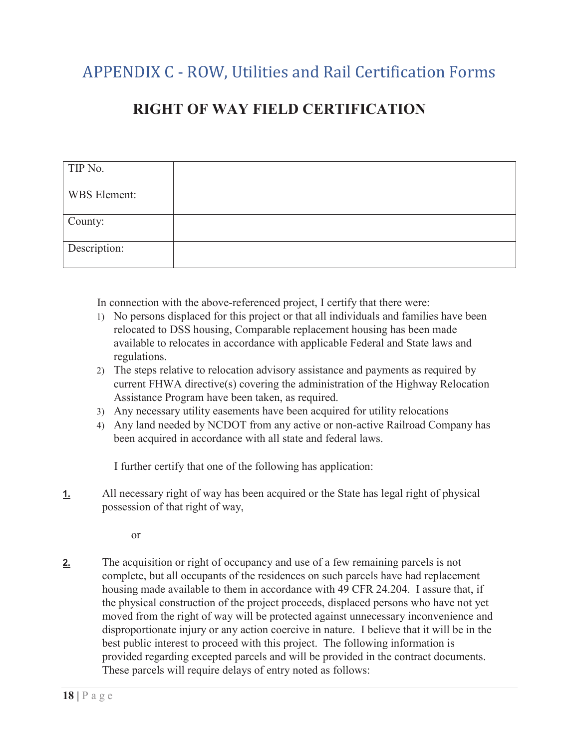# APPENDIX C - ROW, Utilities and Rail Certification Forms

## RIGHT OF WAY FIELD CERTIFICATION

| TIP No. | |
|---|---|
| WBS Element: | |
| County: | |
| Description: | |

In connection with the above-referenced project, I certify that there were:

1) No persons displaced for this project or that all individuals and families have been relocated to DSS housing, Comparable replacement housing has been made available to relocates in accordance with applicable Federal and State laws and regulations.
2) The steps relative to relocation advisory assistance and payments as required by current FHWA directive(s) covering the administration of the Highway Relocation Assistance Program have been taken, as required.
3) Any necessary utility easements have been acquired for utility relocations
4) Any land needed by NCDOT from any active or non-active Railroad Company has been acquired in accordance with all state and federal laws.

I further certify that one of the following has application:

**1.** All necessary right of way has been acquired or the State has legal right of physical possession of that right of way,

or

**2.** The acquisition or right of occupancy and use of a few remaining parcels is not complete, but all occupants of the residences on such parcels have had replacement housing made available to them in accordance with 49 CFR 24.204. I assure that, if the physical construction of the project proceeds, displaced persons who have not yet moved from the right of way will be protected against unnecessary inconvenience and disproportionate injury or any action coercive in nature. I believe that it will be in the best public interest to proceed with this project. The following information is provided regarding excepted parcels and will be provided in the contract documents. These parcels will require delays of entry noted as follows: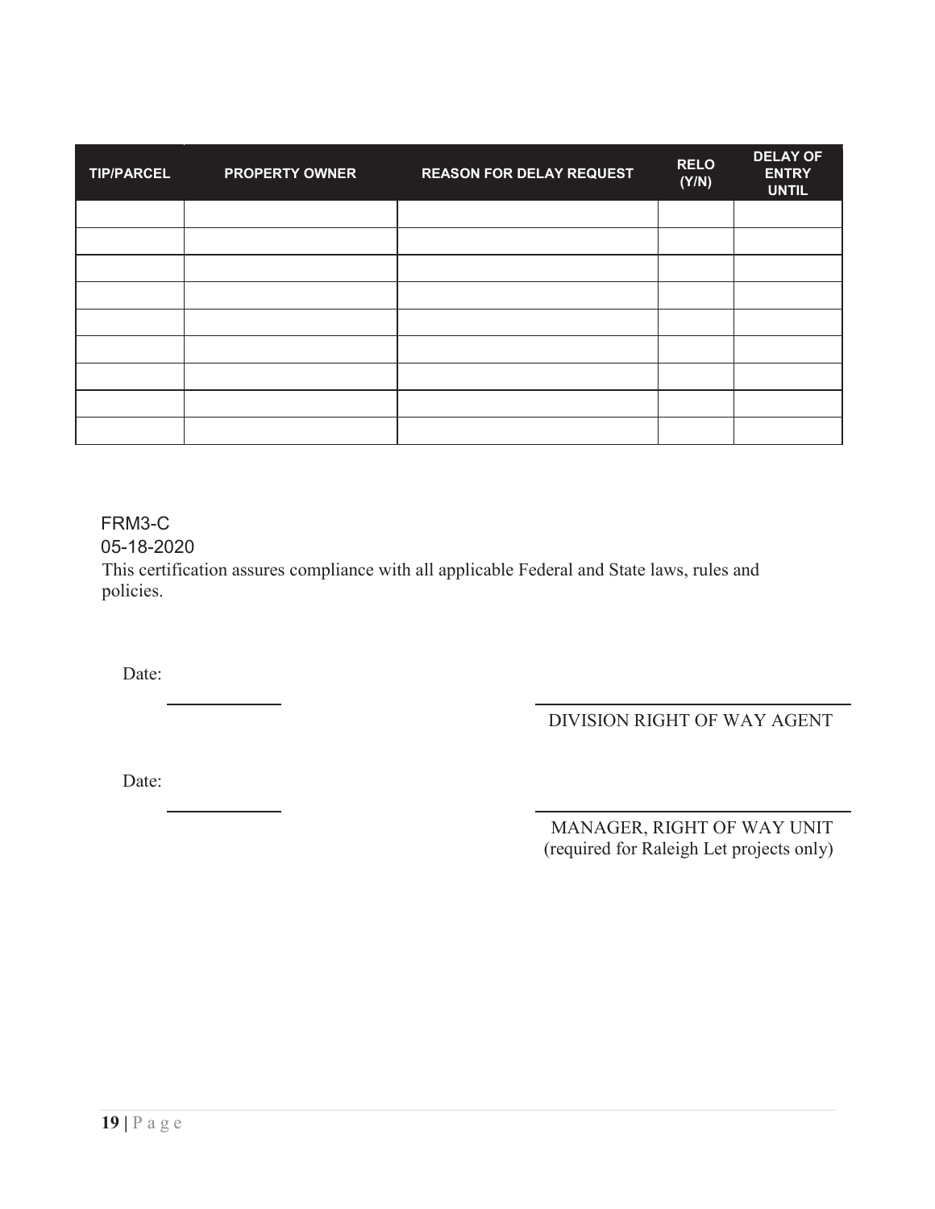| TIP/PARCEL | PROPERTY OWNER | REASON FOR DELAY REQUEST | RELO (Y/N) | DELAY OF ENTRY UNTIL |
|---|---|---|---|---|
| | | | | |
| | | | | |
| | | | | |
| | | | | |
| | | | | |
| | | | | |
| | | | | |
| | | | | |
| | | | | |

FRM3-C
05-18-2020

This certification assures compliance with all applicable Federal and State laws, rules and policies.

Date: ____________ ______________________________
DIVISION RIGHT OF WAY AGENT

Date: ____________ ______________________________
MANAGER, RIGHT OF WAY UNIT
(required for Raleigh Let projects only)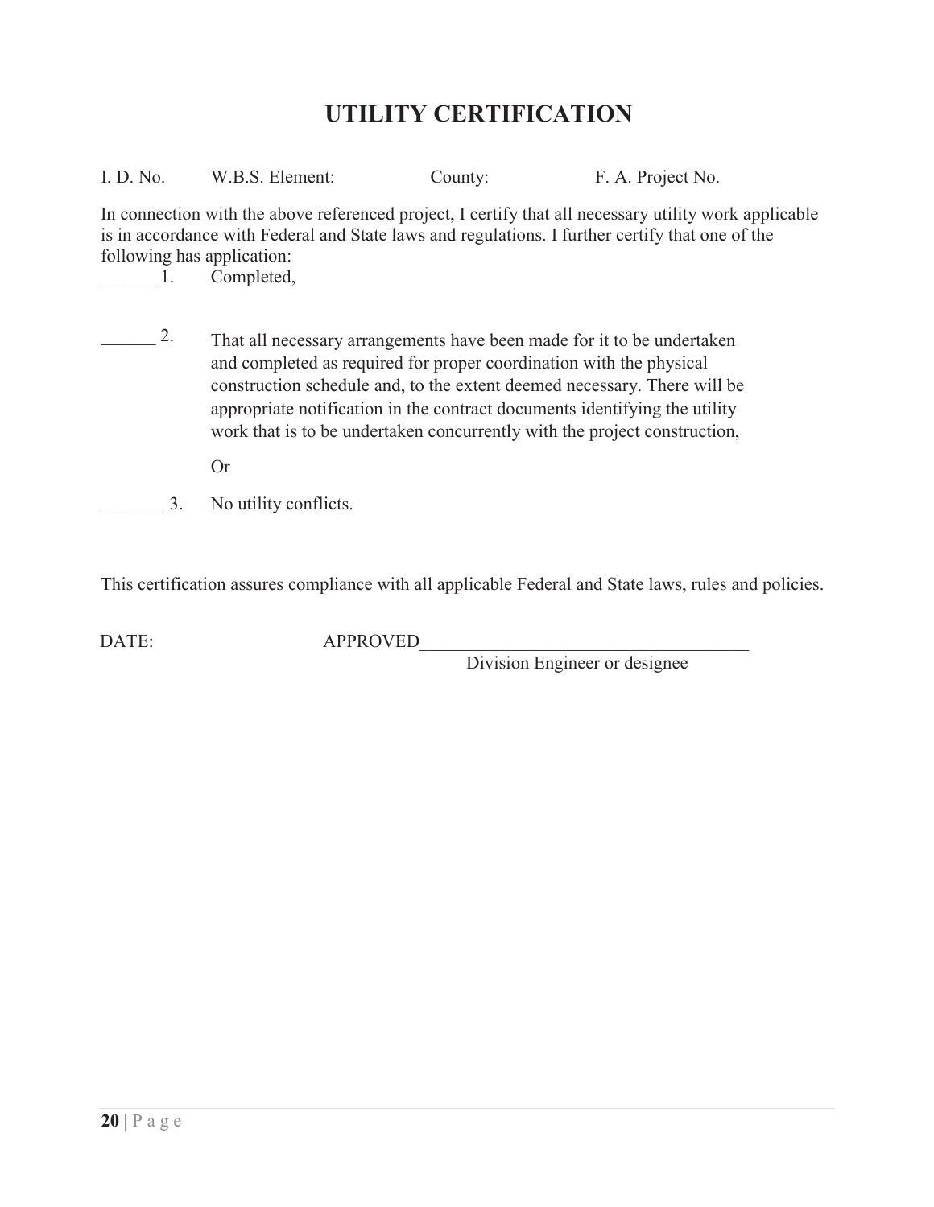# UTILITY CERTIFICATION

I. D. No.        W.B.S. Element:        County:        F. A. Project No.

In connection with the above referenced project, I certify that all necessary utility work applicable is in accordance with Federal and State laws and regulations. I further certify that one of the following has application:

______ 1. Completed,

______ 2. That all necessary arrangements have been made for it to be undertaken and completed as required for proper coordination with the physical construction schedule and, to the extent deemed necessary. There will be appropriate notification in the contract documents identifying the utility work that is to be undertaken concurrently with the project construction,

Or

_______ 3. No utility conflicts.

This certification assures compliance with all applicable Federal and State laws, rules and policies.

DATE:        APPROVED____________________________________

Division Engineer or designee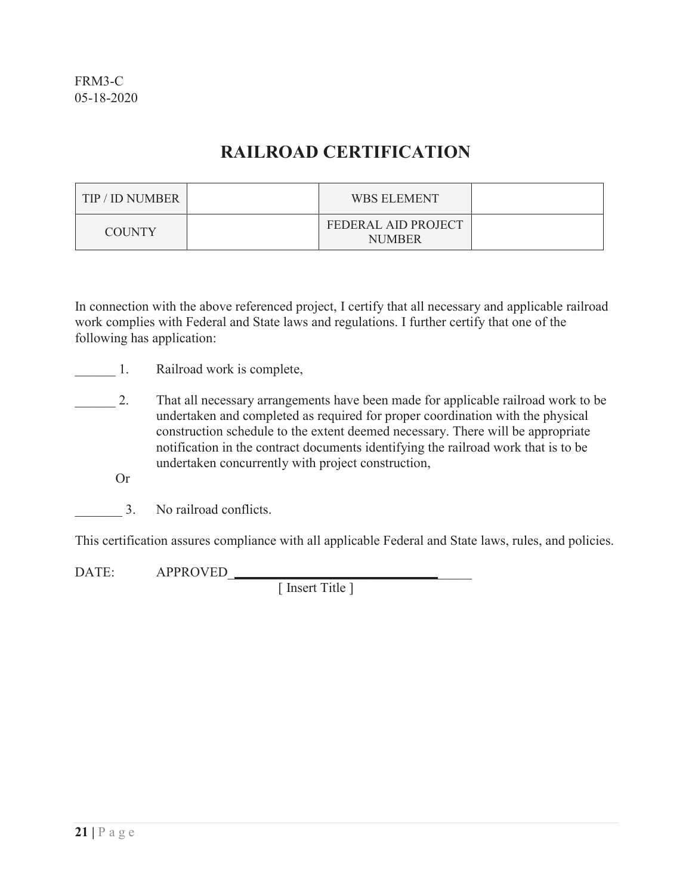FRM3-C
05-18-2020

# RAILROAD CERTIFICATION

| TIP / ID NUMBER | | WBS ELEMENT | |
|---|---|---|---|
| COUNTY | | FEDERAL AID PROJECT NUMBER | |

In connection with the above referenced project, I certify that all necessary and applicable railroad work complies with Federal and State laws and regulations. I further certify that one of the following has application:

______ 1. Railroad work is complete,

______ 2. That all necessary arrangements have been made for applicable railroad work to be undertaken and completed as required for proper coordination with the physical construction schedule to the extent deemed necessary. There will be appropriate notification in the contract documents identifying the railroad work that is to be undertaken concurrently with project construction,

Or

_______ 3. No railroad conflicts.

This certification assures compliance with all applicable Federal and State laws, rules, and policies.

DATE: APPROVED ___________________________________

[ Insert Title ]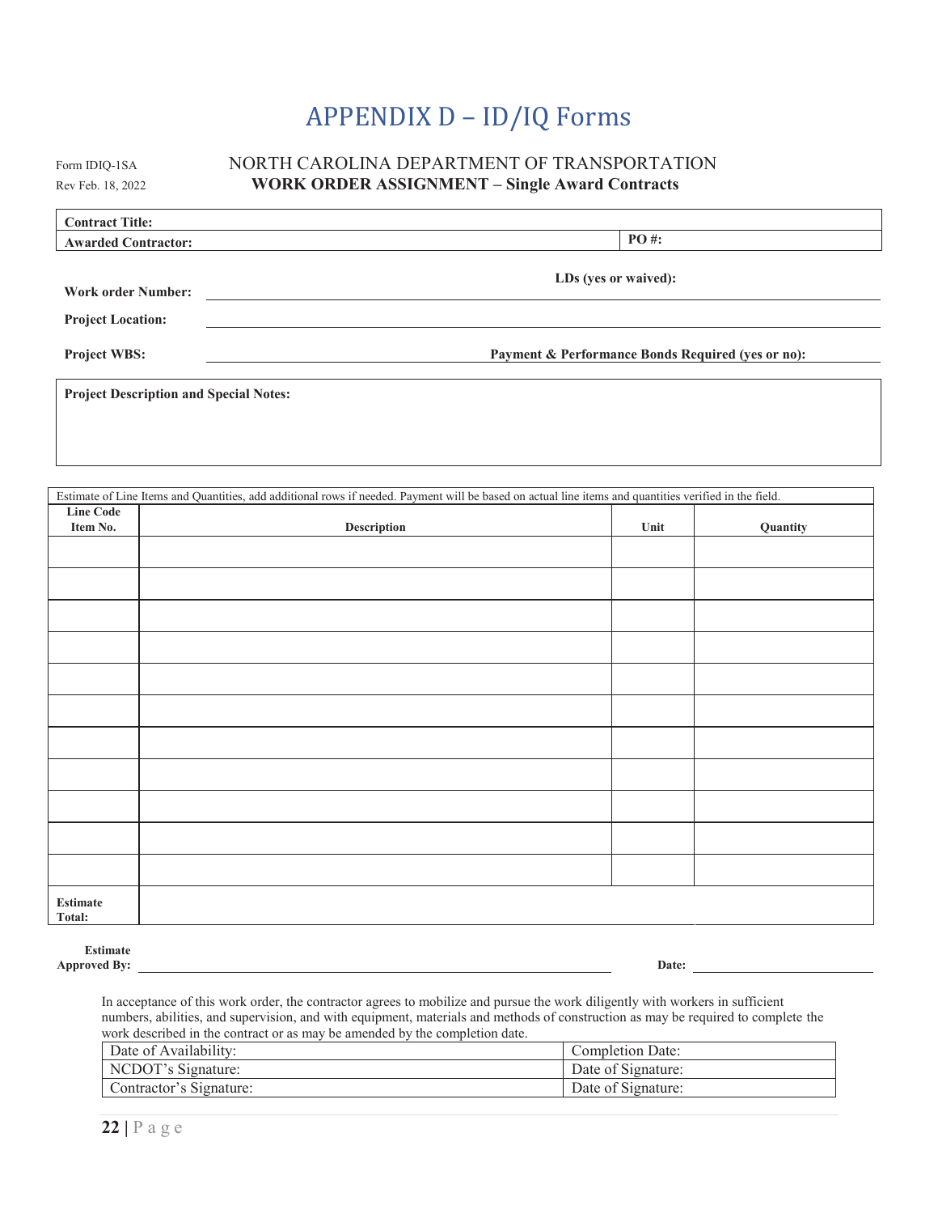# APPENDIX D – ID/IQ Forms

Form IDIQ-1SA

Rev Feb. 18, 2022

NORTH CAROLINA DEPARTMENT OF TRANSPORTATION

**WORK ORDER ASSIGNMENT – Single Award Contracts**

| **Contract Title:** | |
|---|---|
| **Awarded Contractor:** | **PO #:** |

**Work order Number:** ____________________ **LDs (yes or waived):** ____________________

**Project Location:** ____________________

**Project WBS:** ____________________ **Payment & Performance Bonds Required (yes or no):** ____________________

**Project Description and Special Notes:**

Estimate of Line Items and Quantities, add additional rows if needed. Payment will be based on actual line items and quantities verified in the field.

| Line Code Item No. | Description | Unit | Quantity |
|---|---|---|---|
| | | | |
| | | | |
| | | | |
| | | | |
| | | | |
| | | | |
| | | | |
| | | | |
| | | | |
| | | | |
| | | | |
| **Estimate Total:** | | | |

**Estimate Approved By:** ____________________ **Date:** ____________________

In acceptance of this work order, the contractor agrees to mobilize and pursue the work diligently with workers in sufficient numbers, abilities, and supervision, and with equipment, materials and methods of construction as may be required to complete the work described in the contract or as may be amended by the completion date.

| Date of Availability: | Completion Date: |
|---|---|
| NCDOT's Signature: | Date of Signature: |
| Contractor's Signature: | Date of Signature: |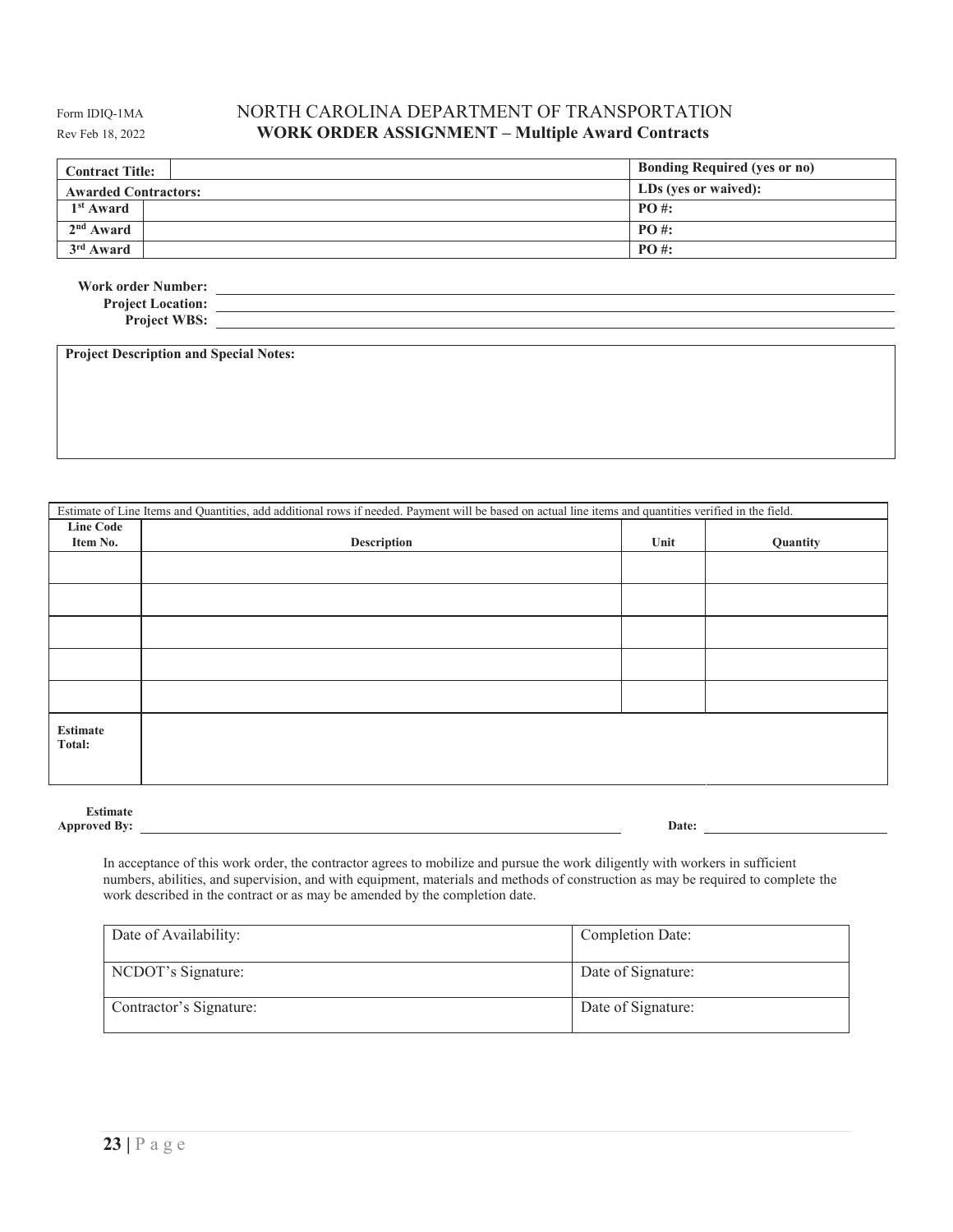Form IDIQ-1MA
Rev Feb 18, 2022

# NORTH CAROLINA DEPARTMENT OF TRANSPORTATION
## WORK ORDER ASSIGNMENT – Multiple Award Contracts

| **Contract Title:** | | **Bonding Required (yes or no)** |
|---|---|---|
| **Awarded Contractors:** | | **LDs (yes or waived):** |
| **1st Award** | | **PO #:** |
| **2nd Award** | | **PO #:** |
| **3rd Award** | | **PO #:** |

**Work order Number:** ______________________

**Project Location:** ______________________

**Project WBS:** ______________________

**Project Description and Special Notes:**

| Estimate of Line Items and Quantities, add additional rows if needed. Payment will be based on actual line items and quantities verified in the field. | | | |
|---|---|---|---|
| **Line Code Item No.** | **Description** | **Unit** | **Quantity** |
| | | | |
| | | | |
| | | | |
| | | | |
| | | | |
| **Estimate Total:** | | | |

**Estimate Approved By:** ______________________ **Date:** ______________________

In acceptance of this work order, the contractor agrees to mobilize and pursue the work diligently with workers in sufficient numbers, abilities, and supervision, and with equipment, materials and methods of construction as may be required to complete the work described in the contract or as may be amended by the completion date.

| Date of Availability: | Completion Date: |
|---|---|
| NCDOT's Signature: | Date of Signature: |
| Contractor's Signature: | Date of Signature: |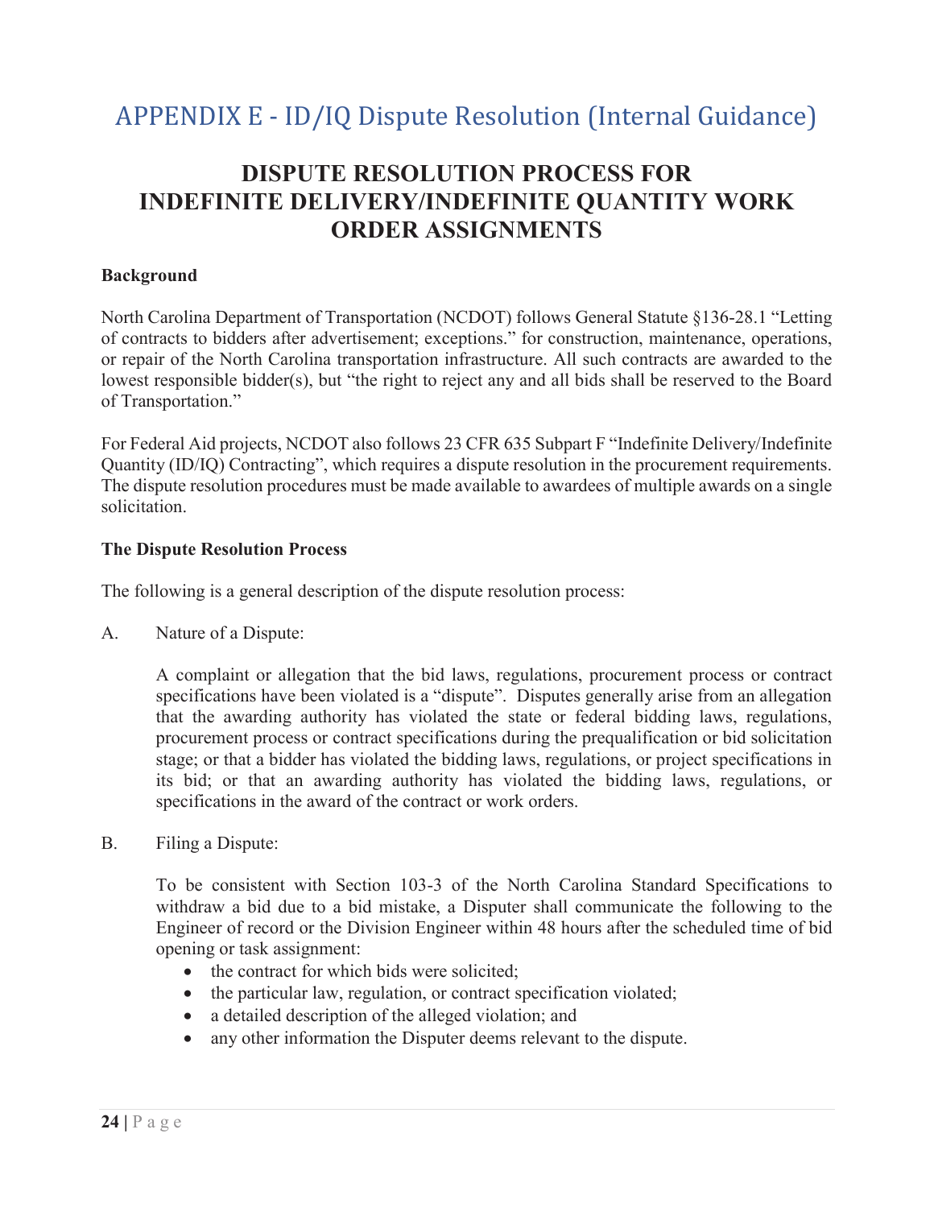# APPENDIX E - ID/IQ Dispute Resolution (Internal Guidance)

## DISPUTE RESOLUTION PROCESS FOR INDEFINITE DELIVERY/INDEFINITE QUANTITY WORK ORDER ASSIGNMENTS

**Background**

North Carolina Department of Transportation (NCDOT) follows General Statute §136-28.1 "Letting of contracts to bidders after advertisement; exceptions." for construction, maintenance, operations, or repair of the North Carolina transportation infrastructure. All such contracts are awarded to the lowest responsible bidder(s), but "the right to reject any and all bids shall be reserved to the Board of Transportation."

For Federal Aid projects, NCDOT also follows 23 CFR 635 Subpart F "Indefinite Delivery/Indefinite Quantity (ID/IQ) Contracting", which requires a dispute resolution in the procurement requirements. The dispute resolution procedures must be made available to awardees of multiple awards on a single solicitation.

**The Dispute Resolution Process**

The following is a general description of the dispute resolution process:

A. Nature of a Dispute:

A complaint or allegation that the bid laws, regulations, procurement process or contract specifications have been violated is a "dispute". Disputes generally arise from an allegation that the awarding authority has violated the state or federal bidding laws, regulations, procurement process or contract specifications during the prequalification or bid solicitation stage; or that a bidder has violated the bidding laws, regulations, or project specifications in its bid; or that an awarding authority has violated the bidding laws, regulations, or specifications in the award of the contract or work orders.

B. Filing a Dispute:

To be consistent with Section 103-3 of the North Carolina Standard Specifications to withdraw a bid due to a bid mistake, a Disputer shall communicate the following to the Engineer of record or the Division Engineer within 48 hours after the scheduled time of bid opening or task assignment:

- the contract for which bids were solicited;
- the particular law, regulation, or contract specification violated;
- a detailed description of the alleged violation; and
- any other information the Disputer deems relevant to the dispute.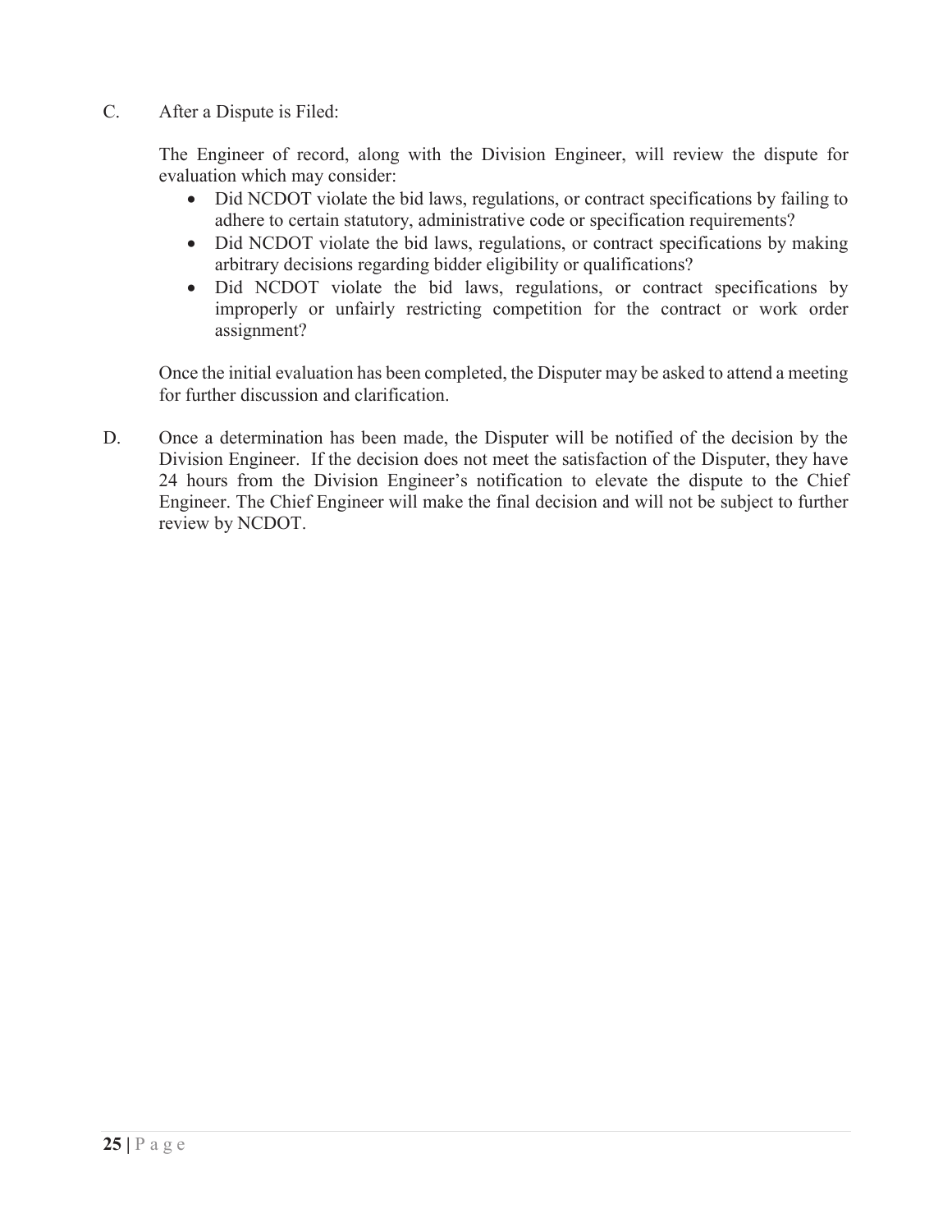C. After a Dispute is Filed:

The Engineer of record, along with the Division Engineer, will review the dispute for evaluation which may consider:

- Did NCDOT violate the bid laws, regulations, or contract specifications by failing to adhere to certain statutory, administrative code or specification requirements?
- Did NCDOT violate the bid laws, regulations, or contract specifications by making arbitrary decisions regarding bidder eligibility or qualifications?
- Did NCDOT violate the bid laws, regulations, or contract specifications by improperly or unfairly restricting competition for the contract or work order assignment?

Once the initial evaluation has been completed, the Disputer may be asked to attend a meeting for further discussion and clarification.

D. Once a determination has been made, the Disputer will be notified of the decision by the Division Engineer. If the decision does not meet the satisfaction of the Disputer, they have 24 hours from the Division Engineer's notification to elevate the dispute to the Chief Engineer. The Chief Engineer will make the final decision and will not be subject to further review by NCDOT.